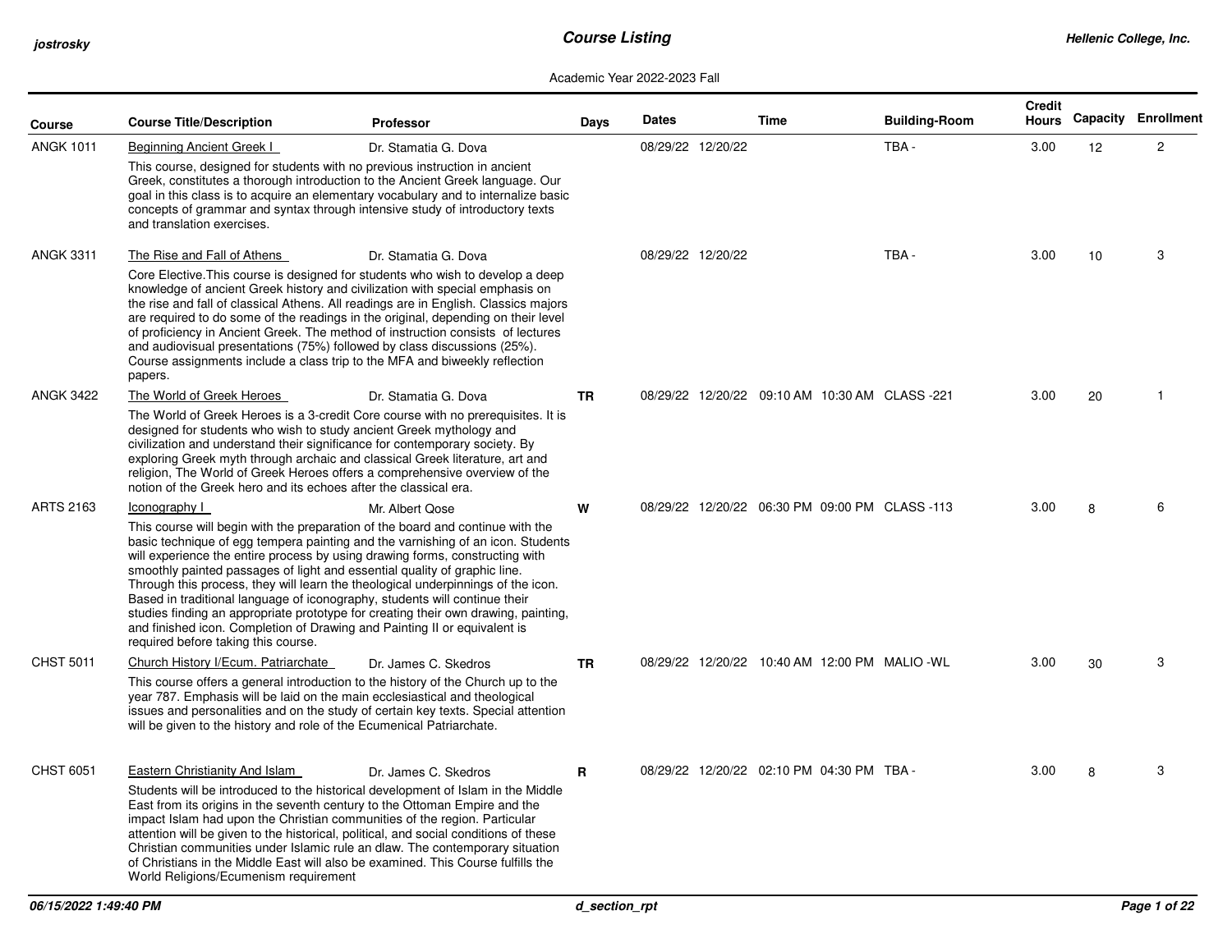# Course Listing

Hellenic College, Inc.

Academic Year 2022-2023 Fall

| Course | Course Title/Description | Professor | Days | Dates | Time | Building-Room | Credit Hours | Capacity | Enrollment |
|---|---|---|---|---|---|---|---|---|---|
| ANGK 1011 | Beginning Ancient Greek I<br>This course, designed for students with no previous instruction in ancient Greek, constitutes a thorough introduction to the Ancient Greek language. Our goal in this class is to acquire an elementary vocabulary and to internalize basic concepts of grammar and syntax through intensive study of introductory texts and translation exercises. | Dr. Stamatia G. Dova | | 08/29/22 12/20/22 | | TBA - | 3.00 | 12 | 2 |
| ANGK 3311 | The Rise and Fall of Athens<br>Core Elective.This course is designed for students who wish to develop a deep knowledge of ancient Greek history and civilization with special emphasis on the rise and fall of classical Athens. All readings are in English. Classics majors are required to do some of the readings in the original, depending on their level of proficiency in Ancient Greek. The method of instruction consists of lectures and audiovisual presentations (75%) followed by class discussions (25%). Course assignments include a class trip to the MFA and biweekly reflection papers. | Dr. Stamatia G. Dova | | 08/29/22 12/20/22 | | TBA - | 3.00 | 10 | 3 |
| ANGK 3422 | The World of Greek Heroes<br>The World of Greek Heroes is a 3-credit Core course with no prerequisites. It is designed for students who wish to study ancient Greek mythology and civilization and understand their significance for contemporary society. By exploring Greek myth through archaic and classical Greek literature, art and religion, The World of Greek Heroes offers a comprehensive overview of the notion of the Greek hero and its echoes after the classical era. | Dr. Stamatia G. Dova | TR | 08/29/22 12/20/22 | 09:10 AM 10:30 AM | CLASS -221 | 3.00 | 20 | 1 |
| ARTS 2163 | Iconography I<br>This course will begin with the preparation of the board and continue with the basic technique of egg tempera painting and the varnishing of an icon. Students will experience the entire process by using drawing forms, constructing with smoothly painted passages of light and essential quality of graphic line. Through this process, they will learn the theological underpinnings of the icon. Based in traditional language of iconography, students will continue their studies finding an appropriate prototype for creating their own drawing, painting, and finished icon. Completion of Drawing and Painting II or equivalent is required before taking this course. | Mr. Albert Qose | W | 08/29/22 12/20/22 | 06:30 PM 09:00 PM | CLASS -113 | 3.00 | 8 | 6 |
| CHST 5011 | Church History I/Ecum. Patriarchate<br>This course offers a general introduction to the history of the Church up to the year 787. Emphasis will be laid on the main ecclesiastical and theological issues and personalities and on the study of certain key texts. Special attention will be given to the history and role of the Ecumenical Patriarchate. | Dr. James C. Skedros | TR | 08/29/22 12/20/22 | 10:40 AM 12:00 PM | MALIO -WL | 3.00 | 30 | 3 |
| CHST 6051 | Eastern Christianity And Islam<br>Students will be introduced to the historical development of Islam in the Middle East from its origins in the seventh century to the Ottoman Empire and the impact Islam had upon the Christian communities of the region. Particular attention will be given to the historical, political, and social conditions of these Christian communities under Islamic rule an dlaw. The contemporary situation of Christians in the Middle East will also be examined. This Course fulfills the World Religions/Ecumenism requirement | Dr. James C. Skedros | R | 08/29/22 12/20/22 | 02:10 PM 04:30 PM | TBA - | 3.00 | 8 | 3 |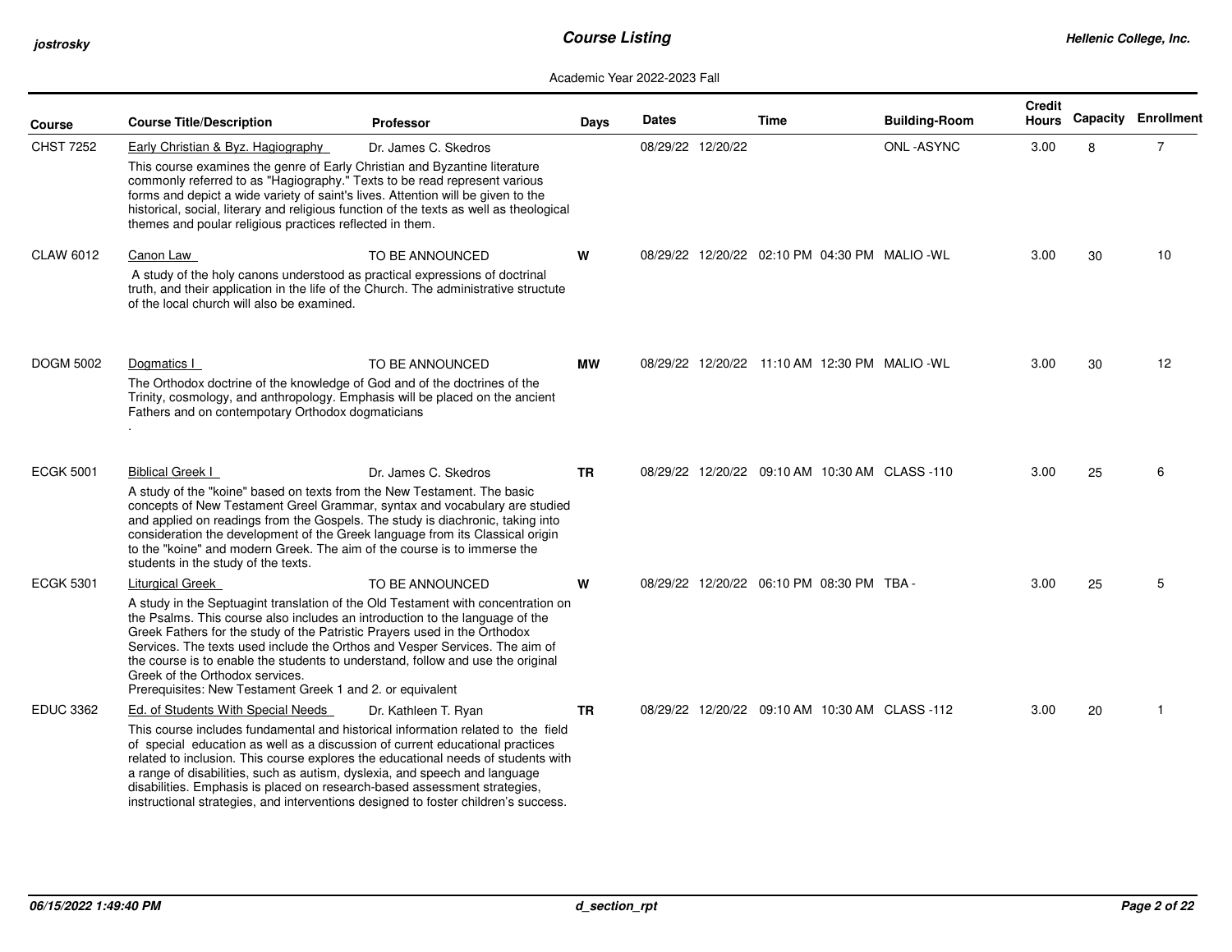# Course Listing

Academic Year 2022-2023 Fall

| Course | Course Title/Description | Professor | Days | Dates | | Time | | Building-Room | Credit Hours | Capacity | Enrollment |
|---|---|---|---|---|---|---|---|---|---|---|---|
| CHST 7252 | Early Christian & Byz. Hagiography<br>This course examines the genre of Early Christian and Byzantine literature commonly referred to as "Hagiography." Texts to be read represent various forms and depict a wide variety of saint's lives. Attention will be given to the historical, social, literary and religious function of the texts as well as theological themes and poular religious practices reflected in them. | Dr. James C. Skedros | | 08/29/22 | 12/20/22 | | | ONL -ASYNC | 3.00 | 8 | 7 |
| CLAW 6012 | Canon Law<br>A study of the holy canons understood as practical expressions of doctrinal truth, and their application in the life of the Church. The administrative structute of the local church will also be examined. | TO BE ANNOUNCED | W | 08/29/22 | 12/20/22 | 02:10 PM | 04:30 PM | MALIO -WL | 3.00 | 30 | 10 |
| DOGM 5002 | Dogmatics I<br>The Orthodox doctrine of the knowledge of God and of the doctrines of the Trinity, cosmology, and anthropology. Emphasis will be placed on the ancient Fathers and on contempotary Orthodox dogmaticians<br>. | TO BE ANNOUNCED | MW | 08/29/22 | 12/20/22 | 11:10 AM | 12:30 PM | MALIO -WL | 3.00 | 30 | 12 |
| ECGK 5001 | Biblical Greek I<br>A study of the "koine" based on texts from the New Testament. The basic concepts of New Testament Greel Grammar, syntax and vocabulary are studied and applied on readings from the Gospels. The study is diachronic, taking into consideration the development of the Greek language from its Classical origin to the "koine" and modern Greek. The aim of the course is to immerse the students in the study of the texts. | Dr. James C. Skedros | TR | 08/29/22 | 12/20/22 | 09:10 AM | 10:30 AM | CLASS -110 | 3.00 | 25 | 6 |
| ECGK 5301 | Liturgical Greek<br>A study in the Septuagint translation of the Old Testament with concentration on the Psalms. This course also includes an introduction to the language of the Greek Fathers for the study of the Patristic Prayers used in the Orthodox Services. The texts used include the Orthos and Vesper Services. The aim of the course is to enable the students to understand, follow and use the original Greek of the Orthodox services.<br>Prerequisites: New Testament Greek 1 and 2. or equivalent | TO BE ANNOUNCED | W | 08/29/22 | 12/20/22 | 06:10 PM | 08:30 PM | TBA - | 3.00 | 25 | 5 |
| EDUC 3362 | Ed. of Students With Special Needs<br>This course includes fundamental and historical information related to the field of special education as well as a discussion of current educational practices related to inclusion. This course explores the educational needs of students with a range of disabilities, such as autism, dyslexia, and speech and language disabilities. Emphasis is placed on research-based assessment strategies, instructional strategies, and interventions designed to foster children's success. | Dr. Kathleen T. Ryan | TR | 08/29/22 | 12/20/22 | 09:10 AM | 10:30 AM | CLASS -112 | 3.00 | 20 | 1 |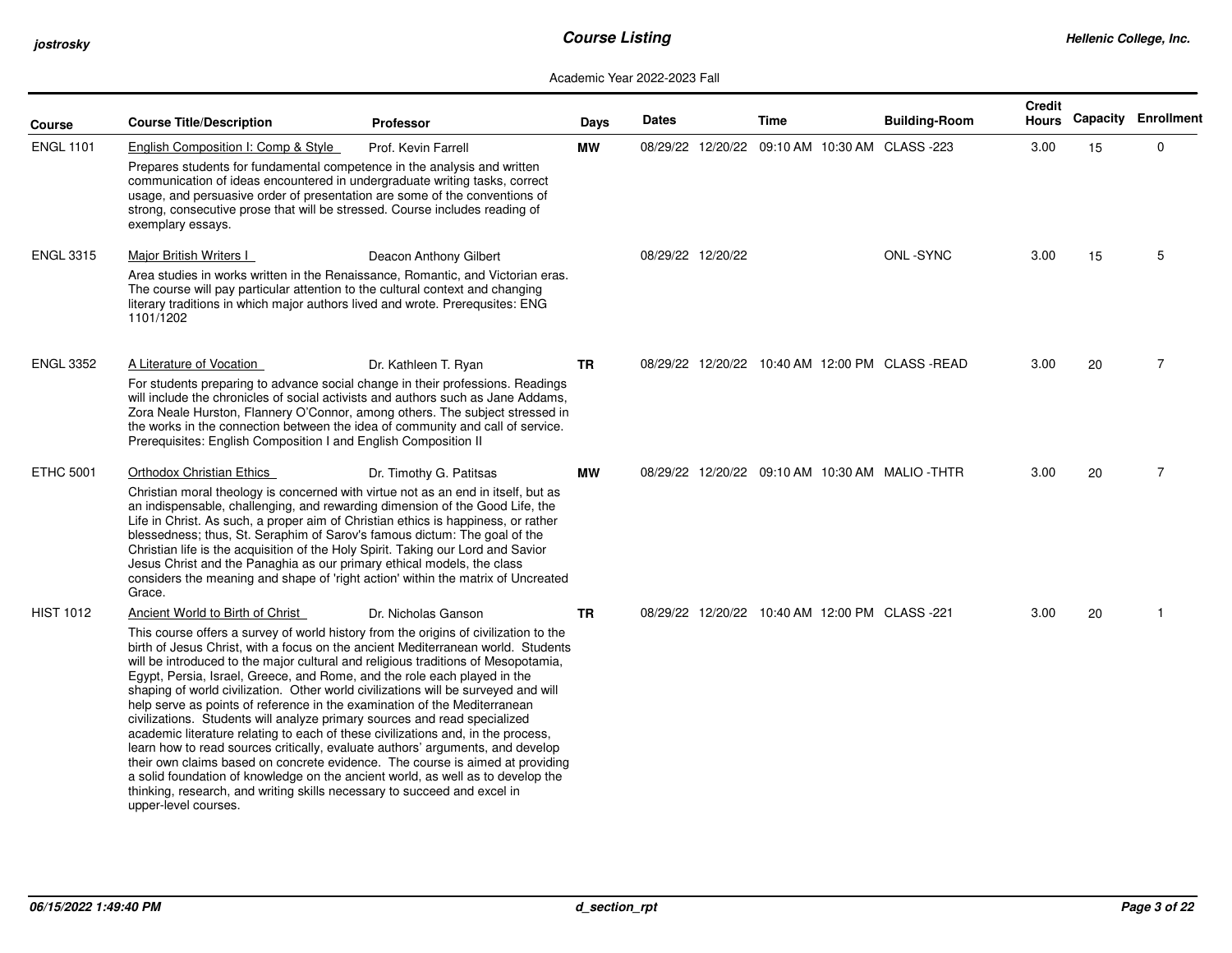Academic Year 2022-2023 Fall

| Course | Course Title/Description | Professor | Days | Dates | | Time | | Building-Room | Credit Hours | Capacity | Enrollment |
|---|---|---|---|---|---|---|---|---|---|---|---|
| ENGL 1101 | English Composition I: Comp & Style<br>Prepares students for fundamental competence in the analysis and written communication of ideas encountered in undergraduate writing tasks, correct usage, and persuasive order of presentation are some of the conventions of strong, consecutive prose that will be stressed. Course includes reading of exemplary essays. | Prof. Kevin Farrell | MW | 08/29/22 | 12/20/22 | 09:10 AM | 10:30 AM | CLASS -223 | 3.00 | 15 | 0 |
| ENGL 3315 | Major British Writers I<br>Area studies in works written in the Renaissance, Romantic, and Victorian eras. The course will pay particular attention to the cultural context and changing literary traditions in which major authors lived and wrote. Prerequsites: ENG 1101/1202 | Deacon Anthony Gilbert | | 08/29/22 | 12/20/22 | | | ONL -SYNC | 3.00 | 15 | 5 |
| ENGL 3352 | A Literature of Vocation<br>For students preparing to advance social change in their professions. Readings will include the chronicles of social activists and authors such as Jane Addams, Zora Neale Hurston, Flannery O'Connor, among others. The subject stressed in the works in the connection between the idea of community and call of service. Prerequisites: English Composition I and English Composition II | Dr. Kathleen T. Ryan | TR | 08/29/22 | 12/20/22 | 10:40 AM | 12:00 PM | CLASS -READ | 3.00 | 20 | 7 |
| ETHC 5001 | Orthodox Christian Ethics<br>Christian moral theology is concerned with virtue not as an end in itself, but as an indispensable, challenging, and rewarding dimension of the Good Life, the Life in Christ. As such, a proper aim of Christian ethics is happiness, or rather blessedness; thus, St. Seraphim of Sarov's famous dictum: The goal of the Christian life is the acquisition of the Holy Spirit. Taking our Lord and Savior Jesus Christ and the Panaghia as our primary ethical models, the class considers the meaning and shape of 'right action' within the matrix of Uncreated Grace. | Dr. Timothy G. Patitsas | MW | 08/29/22 | 12/20/22 | 09:10 AM | 10:30 AM | MALIO -THTR | 3.00 | 20 | 7 |
| HIST 1012 | Ancient World to Birth of Christ<br>This course offers a survey of world history from the origins of civilization to the birth of Jesus Christ, with a focus on the ancient Mediterranean world. Students will be introduced to the major cultural and religious traditions of Mesopotamia, Egypt, Persia, Israel, Greece, and Rome, and the role each played in the shaping of world civilization. Other world civilizations will be surveyed and will help serve as points of reference in the examination of the Mediterranean civilizations. Students will analyze primary sources and read specialized academic literature relating to each of these civilizations and, in the process, learn how to read sources critically, evaluate authors' arguments, and develop their own claims based on concrete evidence. The course is aimed at providing a solid foundation of knowledge on the ancient world, as well as to develop the thinking, research, and writing skills necessary to succeed and excel in upper-level courses. | Dr. Nicholas Ganson | TR | 08/29/22 | 12/20/22 | 10:40 AM | 12:00 PM | CLASS -221 | 3.00 | 20 | 1 |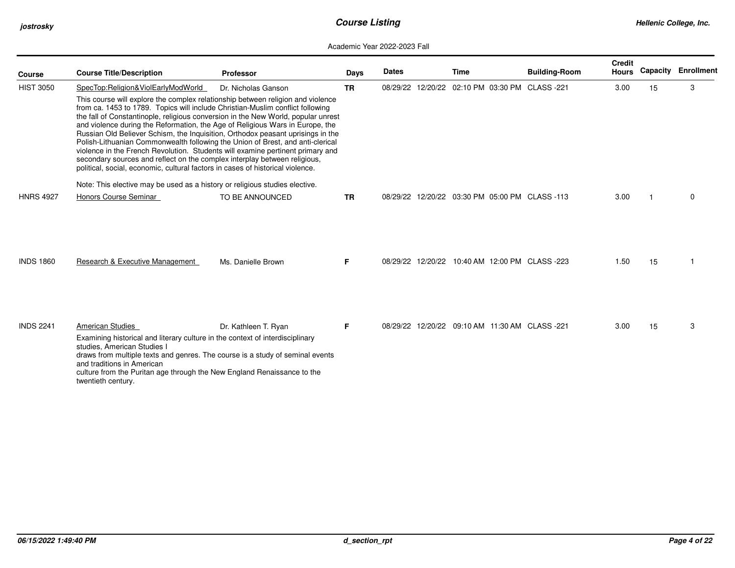Academic Year 2022-2023 Fall

| Course | Course Title/Description | Professor | Days | Dates | | Time | | Building-Room | Credit Hours | Capacity | Enrollment |
|---|---|---|---|---|---|---|---|---|---|---|---|
| HIST 3050 | SpecTop:Religion&ViolEarlyModWorld | Dr. Nicholas Ganson | TR | 08/29/22 | 12/20/22 | 02:10 PM | 03:30 PM | CLASS -221 | 3.00 | 15 | 3 |
| | This course will explore the complex relationship between religion and violence from ca. 1453 to 1789. Topics will include Christian-Muslim conflict following the fall of Constantinople, religious conversion in the New World, popular unrest and violence during the Reformation, the Age of Religious Wars in Europe, the Russian Old Believer Schism, the Inquisition, Orthodox peasant uprisings in the Polish-Lithuanian Commonwealth following the Union of Brest, and anti-clerical violence in the French Revolution. Students will examine pertinent primary and secondary sources and reflect on the complex interplay between religious, political, social, economic, cultural factors in cases of historical violence. Note: This elective may be used as a history or religious studies elective. | | | | | | | | | | |
| HNRS 4927 | Honors Course Seminar | TO BE ANNOUNCED | TR | 08/29/22 | 12/20/22 | 03:30 PM | 05:00 PM | CLASS -113 | 3.00 | 1 | 0 |
| INDS 1860 | Research & Executive Management | Ms. Danielle Brown | F | 08/29/22 | 12/20/22 | 10:40 AM | 12:00 PM | CLASS -223 | 1.50 | 15 | 1 |
| INDS 2241 | American Studies | Dr. Kathleen T. Ryan | F | 08/29/22 | 12/20/22 | 09:10 AM | 11:30 AM | CLASS -221 | 3.00 | 15 | 3 |
| | Examining historical and literary culture in the context of interdisciplinary studies, American Studies I draws from multiple texts and genres. The course is a study of seminal events and traditions in American culture from the Puritan age through the New England Renaissance to the twentieth century. | | | | | | | | | | |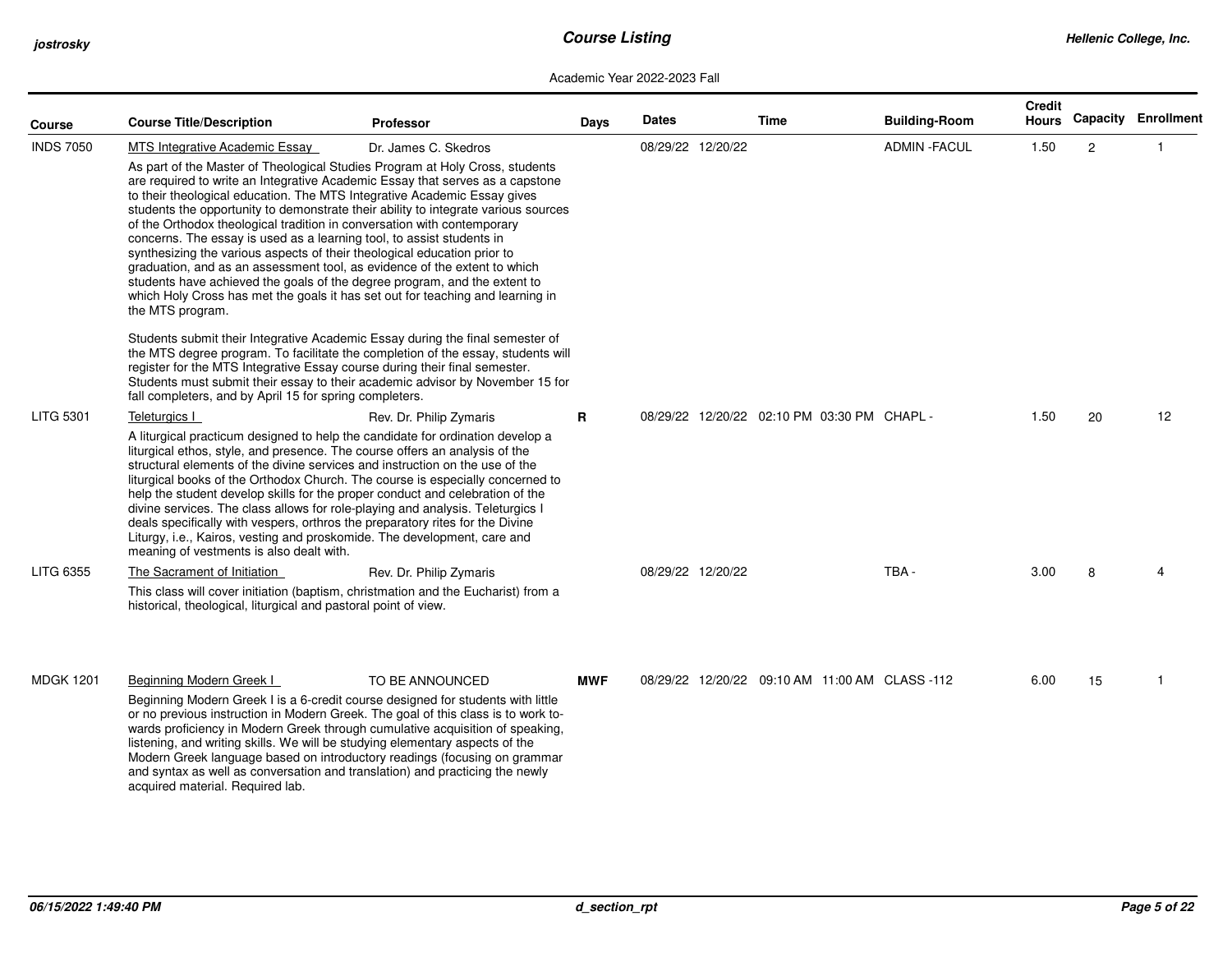# Course Listing

Academic Year 2022-2023 Fall

| Course | Course Title/Description | Professor | Days | Dates | | Time | | Building-Room | Credit Hours | Capacity | Enrollment |
|---|---|---|---|---|---|---|---|---|---|---|---|
| INDS 7050 | MTS Integrative Academic Essay | Dr. James C. Skedros | | 08/29/22 | 12/20/22 | | | ADMIN -FACUL | 1.50 | 2 | 1 |
| LITG 5301 | Teleturgics I | Rev. Dr. Philip Zymaris | R | 08/29/22 | 12/20/22 | 02:10 PM | 03:30 PM | CHAPL - | 1.50 | 20 | 12 |
| LITG 6355 | The Sacrament of Initiation | Rev. Dr. Philip Zymaris | | 08/29/22 | 12/20/22 | | | TBA - | 3.00 | 8 | 4 |
| MDGK 1201 | Beginning Modern Greek I | TO BE ANNOUNCED | MWF | 08/29/22 | 12/20/22 | 09:10 AM | 11:00 AM | CLASS -112 | 6.00 | 15 | 1 |

**INDS 7050 — MTS Integrative Academic Essay**

As part of the Master of Theological Studies Program at Holy Cross, students are required to write an Integrative Academic Essay that serves as a capstone to their theological education. The MTS Integrative Academic Essay gives students the opportunity to demonstrate their ability to integrate various sources of the Orthodox theological tradition in conversation with contemporary concerns. The essay is used as a learning tool, to assist students in synthesizing the various aspects of their theological education prior to graduation, and as an assessment tool, as evidence of the extent to which students have achieved the goals of the degree program, and the extent to which Holy Cross has met the goals it has set out for teaching and learning in the MTS program.

Students submit their Integrative Academic Essay during the final semester of the MTS degree program. To facilitate the completion of the essay, students will register for the MTS Integrative Essay course during their final semester. Students must submit their essay to their academic advisor by November 15 for fall completers, and by April 15 for spring completers.

**LITG 5301 — Teleturgics I**

A liturgical practicum designed to help the candidate for ordination develop a liturgical ethos, style, and presence. The course offers an analysis of the structural elements of the divine services and instruction on the use of the liturgical books of the Orthodox Church. The course is especially concerned to help the student develop skills for the proper conduct and celebration of the divine services. The class allows for role-playing and analysis. Teleturgics I deals specifically with vespers, orthros the preparatory rites for the Divine Liturgy, i.e., Kairos, vesting and proskomide. The development, care and meaning of vestments is also dealt with.

**LITG 6355 — The Sacrament of Initiation**

This class will cover initiation (baptism, christmation and the Eucharist) from a historical, theological, liturgical and pastoral point of view.

**MDGK 1201 — Beginning Modern Greek I**

Beginning Modern Greek I is a 6-credit course designed for students with little or no previous instruction in Modern Greek. The goal of this class is to work towards proficiency in Modern Greek through cumulative acquisition of speaking, listening, and writing skills. We will be studying elementary aspects of the Modern Greek language based on introductory readings (focusing on grammar and syntax as well as conversation and translation) and practicing the newly acquired material. Required lab.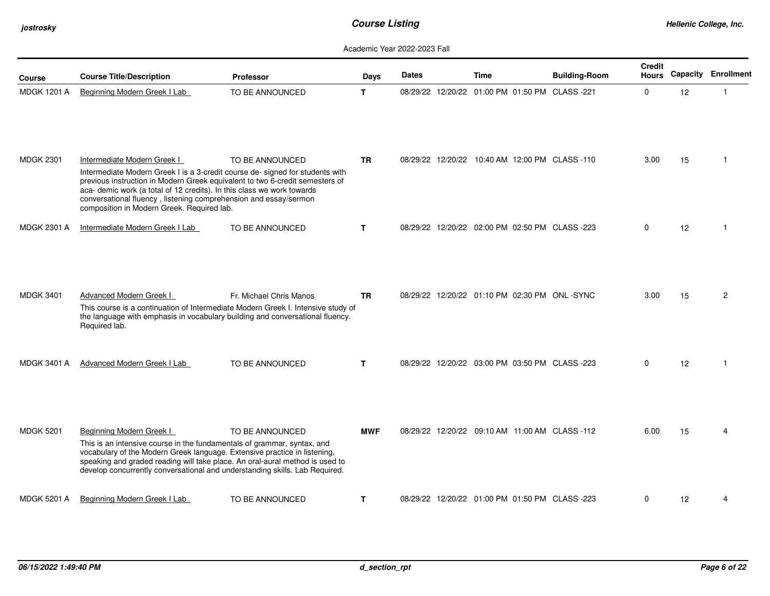# Course Listing

Academic Year 2022-2023 Fall

| Course | Course Title/Description | Professor | Days | Dates | Time | Building-Room | Credit Hours | Capacity | Enrollment |
|---|---|---|---|---|---|---|---|---|---|
| MDGK 1201 A | Beginning Modern Greek I Lab | TO BE ANNOUNCED | T | 08/29/22 12/20/22 | 01:00 PM 01:50 PM | CLASS -221 | 0 | 12 | 1 |
| MDGK 2301 | Intermediate Modern Greek I<br>Intermediate Modern Greek I is a 3-credit course de- signed for students with previous instruction in Modern Greek equivalent to two 6-credit semesters of aca- demic work (a total of 12 credits). In this class we work towards conversational fluency , listening comprehension and essay/sermon composition in Modern Greek. Required lab. | TO BE ANNOUNCED | TR | 08/29/22 12/20/22 | 10:40 AM 12:00 PM | CLASS -110 | 3.00 | 15 | 1 |
| MDGK 2301 A | Intermediate Modern Greek I Lab | TO BE ANNOUNCED | T | 08/29/22 12/20/22 | 02:00 PM 02:50 PM | CLASS -223 | 0 | 12 | 1 |
| MDGK 3401 | Advanced Modern Greek I<br>This course is a continuation of Intermediate Modern Greek I. Intensive study of the language with emphasis in vocabulary building and conversational fluency. Required lab. | Fr. Michael Chris Manos | TR | 08/29/22 12/20/22 | 01:10 PM 02:30 PM | ONL -SYNC | 3.00 | 15 | 2 |
| MDGK 3401 A | Advanced Modern Greek I Lab | TO BE ANNOUNCED | T | 08/29/22 12/20/22 | 03:00 PM 03:50 PM | CLASS -223 | 0 | 12 | 1 |
| MDGK 5201 | Beginning Modern Greek I<br>This is an intensive course in the fundamentals of grammar, syntax, and vocabulary of the Modern Greek language. Extensive practice in listening, speaking and graded reading will take place. An oral-aural method is used to develop concurrently conversational and understanding skills. Lab Required. | TO BE ANNOUNCED | MWF | 08/29/22 12/20/22 | 09:10 AM 11:00 AM | CLASS -112 | 6.00 | 15 | 4 |
| MDGK 5201 A | Beginning Modern Greek I Lab | TO BE ANNOUNCED | T | 08/29/22 12/20/22 | 01:00 PM 01:50 PM | CLASS -223 | 0 | 12 | 4 |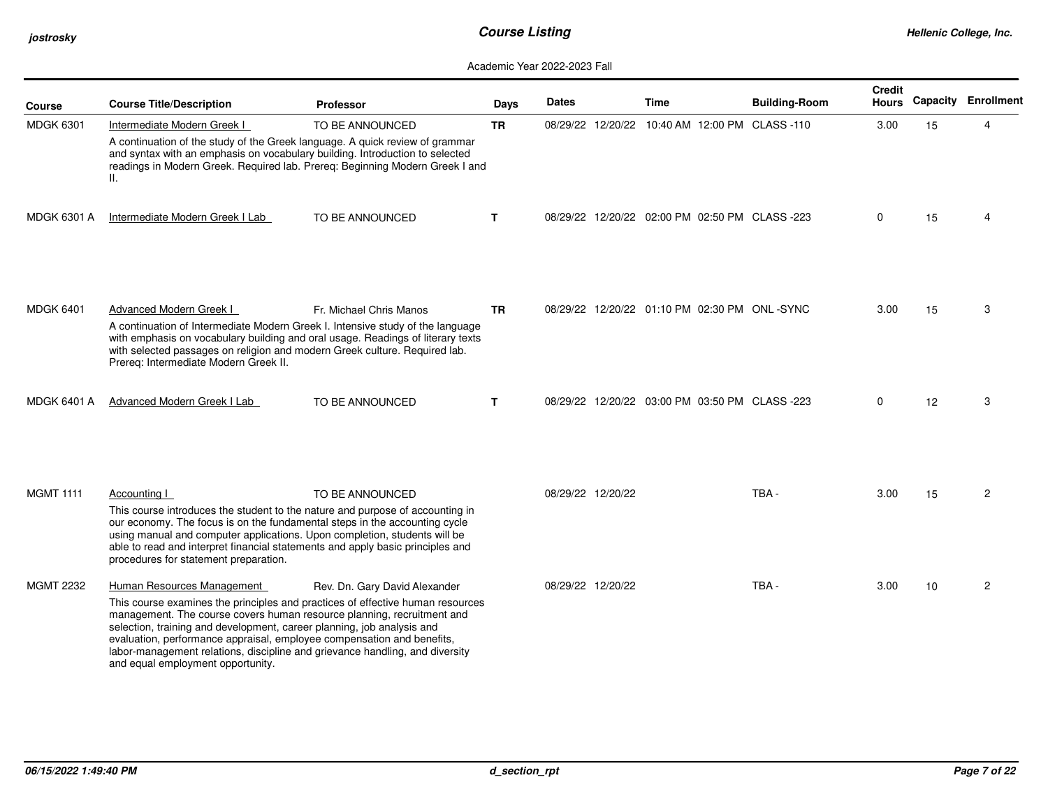Academic Year 2022-2023 Fall

| Course | Course Title/Description | Professor | Days | Dates | Time | Building-Room | Credit Hours | Capacity | Enrollment |
|---|---|---|---|---|---|---|---|---|---|
| MDGK 6301 | Intermediate Modern Greek I<br>A continuation of the study of the Greek language. A quick review of grammar and syntax with an emphasis on vocabulary building. Introduction to selected readings in Modern Greek. Required lab. Prereq: Beginning Modern Greek I and II. | TO BE ANNOUNCED | TR | 08/29/22 12/20/22 | 10:40 AM 12:00 PM | CLASS -110 | 3.00 | 15 | 4 |
| MDGK 6301 A | Intermediate Modern Greek I Lab | TO BE ANNOUNCED | T | 08/29/22 12/20/22 | 02:00 PM 02:50 PM | CLASS -223 | 0 | 15 | 4 |
| MDGK 6401 | Advanced Modern Greek I<br>A continuation of Intermediate Modern Greek I. Intensive study of the language with emphasis on vocabulary building and oral usage. Readings of literary texts with selected passages on religion and modern Greek culture. Required lab. Prereq: Intermediate Modern Greek II. | Fr. Michael Chris Manos | TR | 08/29/22 12/20/22 | 01:10 PM 02:30 PM | ONL -SYNC | 3.00 | 15 | 3 |
| MDGK 6401 A | Advanced Modern Greek I Lab | TO BE ANNOUNCED | T | 08/29/22 12/20/22 | 03:00 PM 03:50 PM | CLASS -223 | 0 | 12 | 3 |
| MGMT 1111 | Accounting I<br>This course introduces the student to the nature and purpose of accounting in our economy. The focus is on the fundamental steps in the accounting cycle using manual and computer applications. Upon completion, students will be able to read and interpret financial statements and apply basic principles and procedures for statement preparation. | TO BE ANNOUNCED | | 08/29/22 12/20/22 | | TBA - | 3.00 | 15 | 2 |
| MGMT 2232 | Human Resources Management<br>This course examines the principles and practices of effective human resources management. The course covers human resource planning, recruitment and selection, training and development, career planning, job analysis and evaluation, performance appraisal, employee compensation and benefits, labor-management relations, discipline and grievance handling, and diversity and equal employment opportunity. | Rev. Dn. Gary David Alexander | | 08/29/22 12/20/22 | | TBA - | 3.00 | 10 | 2 |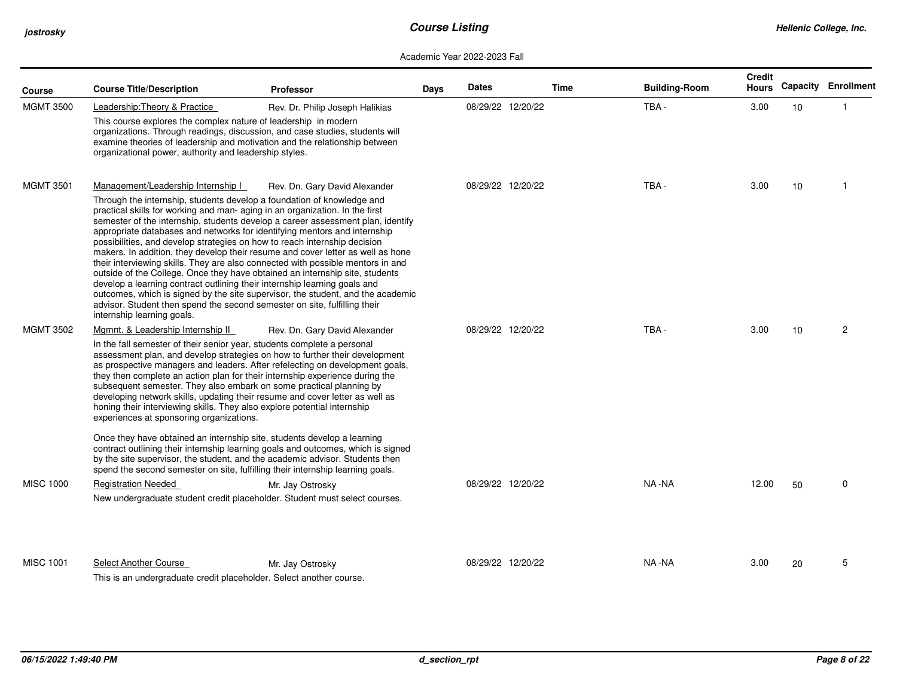Academic Year 2022-2023 Fall

| Course | Course Title/Description | Professor | Days | Dates | Time | Building-Room | Credit Hours | Capacity | Enrollment |
|---|---|---|---|---|---|---|---|---|---|
| MGMT 3500 | Leadership:Theory & Practice<br>This course explores the complex nature of leadership in modern organizations. Through readings, discussion, and case studies, students will examine theories of leadership and motivation and the relationship between organizational power, authority and leadership styles. | Rev. Dr. Philip Joseph Halikias | | 08/29/22 12/20/22 | | TBA - | 3.00 | 10 | 1 |
| MGMT 3501 | Management/Leadership Internship I<br>Through the internship, students develop a foundation of knowledge and practical skills for working and man- aging in an organization. In the first semester of the internship, students develop a career assessment plan, identify appropriate databases and networks for identifying mentors and internship possibilities, and develop strategies on how to reach internship decision makers. In addition, they develop their resume and cover letter as well as hone their interviewing skills. They are also connected with possible mentors in and outside of the College. Once they have obtained an internship site, students develop a learning contract outlining their internship learning goals and outcomes, which is signed by the site supervisor, the student, and the academic advisor. Student then spend the second semester on site, fulfilling their internship learning goals. | Rev. Dn. Gary David Alexander | | 08/29/22 12/20/22 | | TBA - | 3.00 | 10 | 1 |
| MGMT 3502 | Mgmnt. & Leadership Internship II<br>In the fall semester of their senior year, students complete a personal assessment plan, and develop strategies on how to further their development as prospective managers and leaders. After refelecting on development goals, they then complete an action plan for their internship experience during the subsequent semester. They also embark on some practical planning by developing network skills, updating their resume and cover letter as well as honing their interviewing skills. They also explore potential internship experiences at sponsoring organizations.<br><br>Once they have obtained an internship site, students develop a learning contract outlining their internship learning goals and outcomes, which is signed by the site supervisor, the student, and the academic advisor. Students then spend the second semester on site, fulfilling their internship learning goals. | Rev. Dn. Gary David Alexander | | 08/29/22 12/20/22 | | TBA - | 3.00 | 10 | 2 |
| MISC 1000 | Registration Needed<br>New undergraduate student credit placeholder. Student must select courses. | Mr. Jay Ostrosky | | 08/29/22 12/20/22 | | NA -NA | 12.00 | 50 | 0 |
| MISC 1001 | Select Another Course<br>This is an undergraduate credit placeholder. Select another course. | Mr. Jay Ostrosky | | 08/29/22 12/20/22 | | NA -NA | 3.00 | 20 | 5 |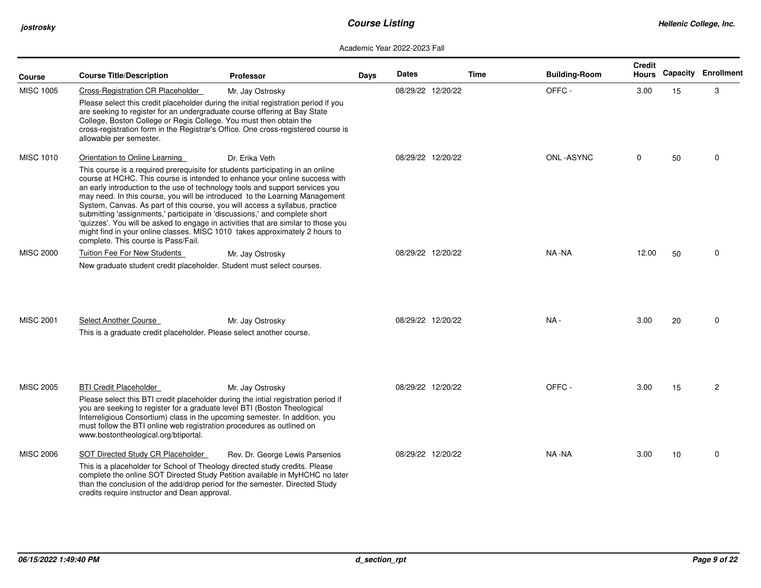Academic Year 2022-2023 Fall

| Course | Course Title/Description | Professor | Days | Dates | Time | Building-Room | Credit Hours | Capacity | Enrollment |
|---|---|---|---|---|---|---|---|---|---|
| MISC 1005 | Cross-Registration CR Placeholder<br>Please select this credit placeholder during the initial registration period if you are seeking to register for an undergraduate course offering at Bay State College, Boston College or Regis College. You must then obtain the cross-registration form in the Registrar's Office. One cross-registered course is allowable per semester. | Mr. Jay Ostrosky | | 08/29/22 12/20/22 | | OFFC - | 3.00 | 15 | 3 |
| MISC 1010 | Orientation to Online Learning<br>This course is a required prerequisite for students participating in an online course at HCHC. This course is intended to enhance your online success with an early introduction to the use of technology tools and support services you may need. In this course, you will be introduced to the Learning Management System, Canvas. As part of this course, you will access a syllabus, practice submitting 'assignments,' participate in 'discussions,' and complete short 'quizzes'. You will be asked to engage in activities that are similar to those you might find in your online classes. MISC 1010 takes approximately 2 hours to complete. This course is Pass/Fail. | Dr. Erika Veth | | 08/29/22 12/20/22 | | ONL -ASYNC | 0 | 50 | 0 |
| MISC 2000 | Tuition Fee For New Students<br>New graduate student credit placeholder. Student must select courses. | Mr. Jay Ostrosky | | 08/29/22 12/20/22 | | NA -NA | 12.00 | 50 | 0 |
| MISC 2001 | Select Another Course<br>This is a graduate credit placeholder. Please select another course. | Mr. Jay Ostrosky | | 08/29/22 12/20/22 | | NA - | 3.00 | 20 | 0 |
| MISC 2005 | BTI Credit Placeholder<br>Please select this BTI credit placeholder during the intial registration period if you are seeking to register for a graduate level BTI (Boston Theological Interreligious Consortium) class in the upcoming semester. In addition, you must follow the BTI online web registration procedures as outlined on www.bostontheological.org/btiportal. | Mr. Jay Ostrosky | | 08/29/22 12/20/22 | | OFFC - | 3.00 | 15 | 2 |
| MISC 2006 | SOT Directed Study CR Placeholder<br>This is a placeholder for School of Theology directed study credits. Please complete the online SOT Directed Study Petition available in MyHCHC no later than the conclusion of the add/drop period for the semester. Directed Study credits require instructor and Dean approval. | Rev. Dr. George Lewis Parsenios | | 08/29/22 12/20/22 | | NA -NA | 3.00 | 10 | 0 |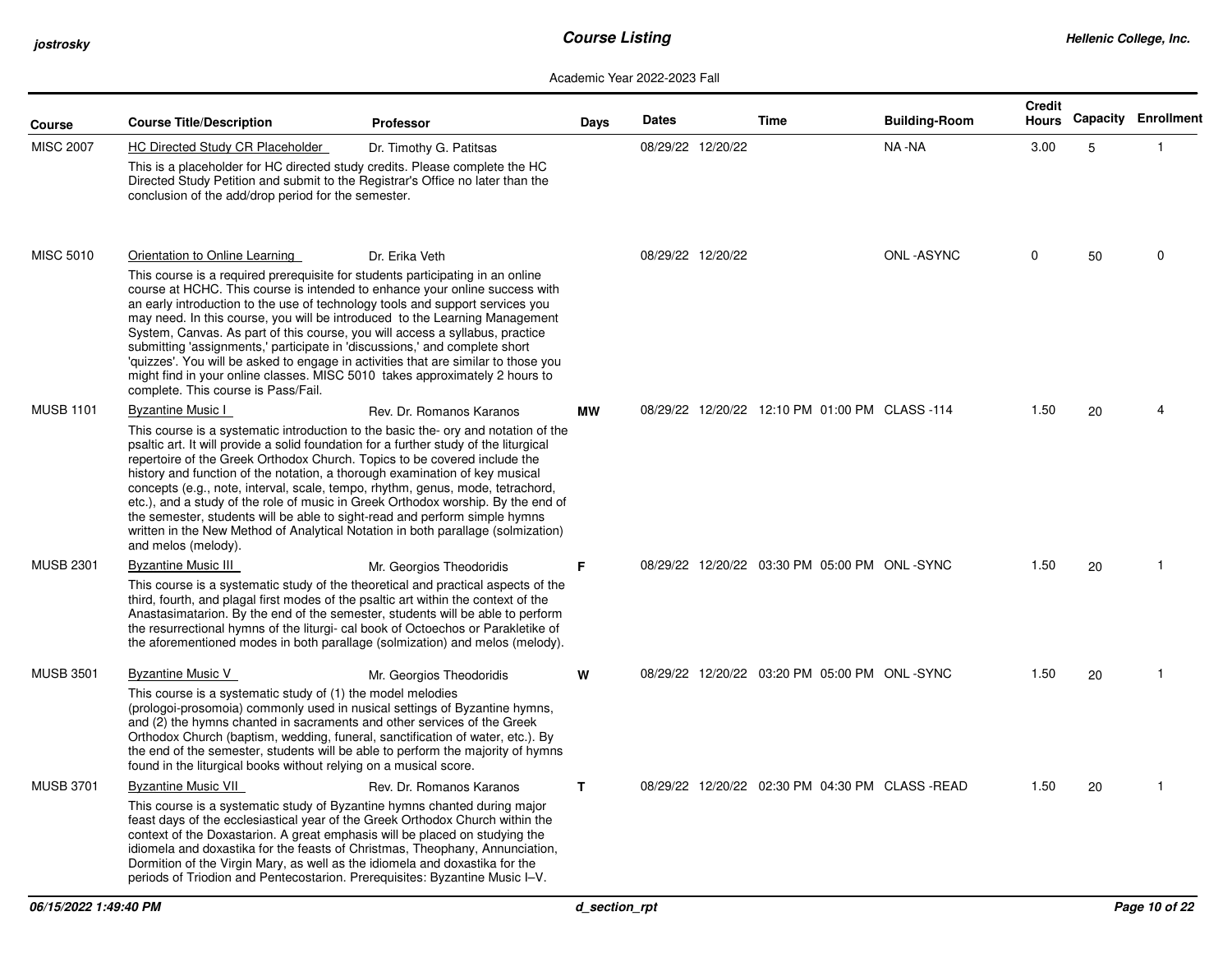Academic Year 2022-2023 Fall

| Course | Course Title/Description | Professor | Days | Dates | Time | Building-Room | Credit Hours | Capacity | Enrollment |
|---|---|---|---|---|---|---|---|---|---|
| MISC 2007 | HC Directed Study CR Placeholder<br>This is a placeholder for HC directed study credits. Please complete the HC Directed Study Petition and submit to the Registrar's Office no later than the conclusion of the add/drop period for the semester. | Dr. Timothy G. Patitsas | | 08/29/22 12/20/22 | | NA -NA | 3.00 | 5 | 1 |
| MISC 5010 | Orientation to Online Learning<br>This course is a required prerequisite for students participating in an online course at HCHC. This course is intended to enhance your online success with an early introduction to the use of technology tools and support services you may need. In this course, you will be introduced to the Learning Management System, Canvas. As part of this course, you will access a syllabus, practice submitting 'assignments,' participate in 'discussions,' and complete short 'quizzes'. You will be asked to engage in activities that are similar to those you might find in your online classes. MISC 5010 takes approximately 2 hours to complete. This course is Pass/Fail. | Dr. Erika Veth | | 08/29/22 12/20/22 | | ONL -ASYNC | 0 | 50 | 0 |
| MUSB 1101 | Byzantine Music I<br>This course is a systematic introduction to the basic the- ory and notation of the psaltic art. It will provide a solid foundation for a further study of the liturgical repertoire of the Greek Orthodox Church. Topics to be covered include the history and function of the notation, a thorough examination of key musical concepts (e.g., note, interval, scale, tempo, rhythm, genus, mode, tetrachord, etc.), and a study of the role of music in Greek Orthodox worship. By the end of the semester, students will be able to sight-read and perform simple hymns written in the New Method of Analytical Notation in both parallage (solmization) and melos (melody). | Rev. Dr. Romanos Karanos | MW | 08/29/22 12/20/22 | 12:10 PM 01:00 PM | CLASS -114 | 1.50 | 20 | 4 |
| MUSB 2301 | Byzantine Music III<br>This course is a systematic study of the theoretical and practical aspects of the third, fourth, and plagal first modes of the psaltic art within the context of the Anastasimatarion. By the end of the semester, students will be able to perform the resurrectional hymns of the liturgi- cal book of Octoechos or Parakletike of the aforementioned modes in both parallage (solmization) and melos (melody). | Mr. Georgios Theodoridis | F | 08/29/22 12/20/22 | 03:30 PM 05:00 PM | ONL -SYNC | 1.50 | 20 | 1 |
| MUSB 3501 | Byzantine Music V<br>This course is a systematic study of (1) the model melodies (prologoi-prosomoia) commonly used in nusical settings of Byzantine hymns, and (2) the hymns chanted in sacraments and other services of the Greek Orthodox Church (baptism, wedding, funeral, sanctification of water, etc.). By the end of the semester, students will be able to perform the majority of hymns found in the liturgical books without relying on a musical score. | Mr. Georgios Theodoridis | W | 08/29/22 12/20/22 | 03:20 PM 05:00 PM | ONL -SYNC | 1.50 | 20 | 1 |
| MUSB 3701 | Byzantine Music VII<br>This course is a systematic study of Byzantine hymns chanted during major feast days of the ecclesiastical year of the Greek Orthodox Church within the context of the Doxastarion. A great emphasis will be placed on studying the idiomela and doxastika for the feasts of Christmas, Theophany, Annunciation, Dormition of the Virgin Mary, as well as the idiomela and doxastika for the periods of Triodion and Pentecostarion. Prerequisites: Byzantine Music I–V. | Rev. Dr. Romanos Karanos | T | 08/29/22 12/20/22 | 02:30 PM 04:30 PM | CLASS -READ | 1.50 | 20 | 1 |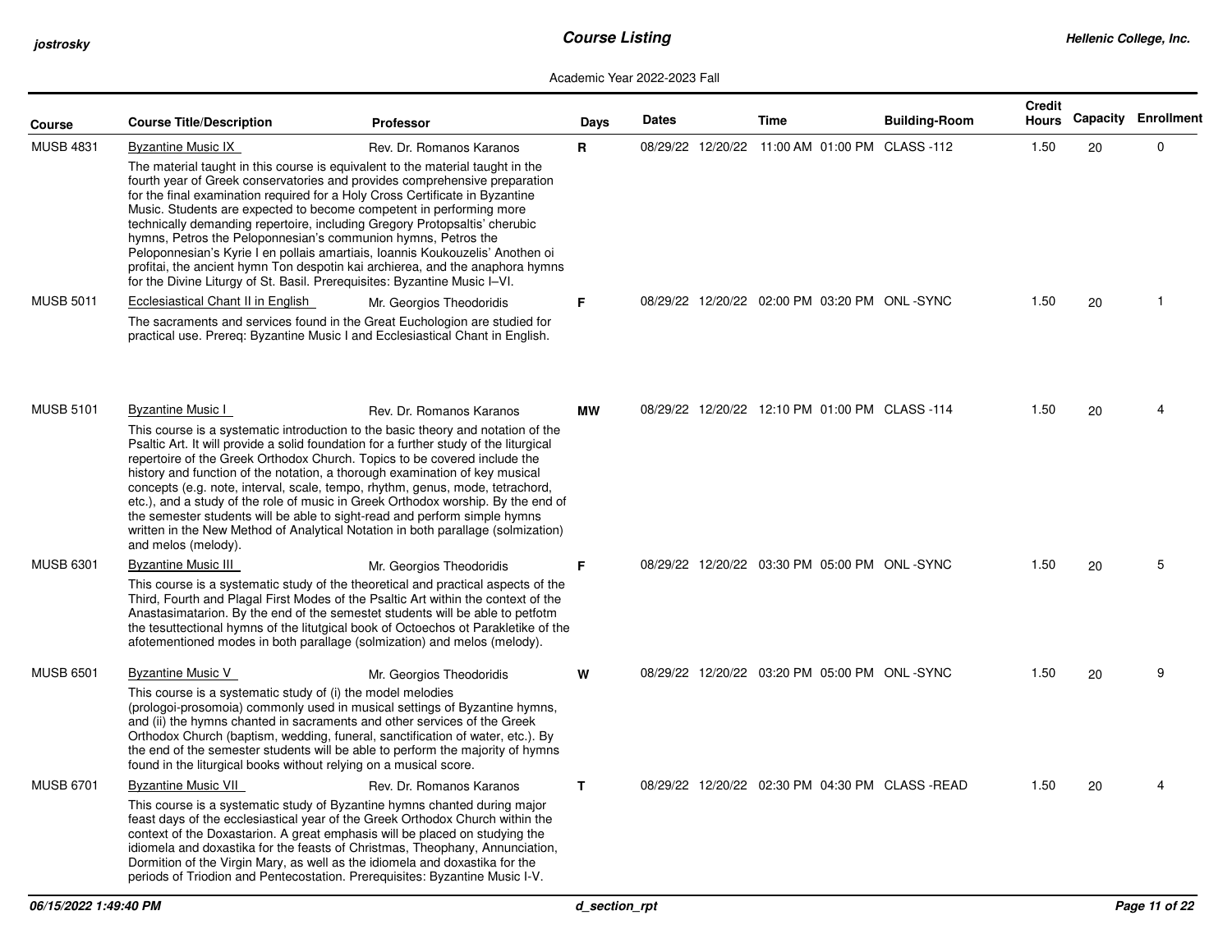Academic Year 2022-2023 Fall

| Course | Course Title/Description | Professor | Days | Dates | Time | Building-Room | Credit Hours | Capacity | Enrollment |
|---|---|---|---|---|---|---|---|---|---|
| MUSB 4831 | Byzantine Music IX<br>The material taught in this course is equivalent to the material taught in the fourth year of Greek conservatories and provides comprehensive preparation for the final examination required for a Holy Cross Certificate in Byzantine Music. Students are expected to become competent in performing more technically demanding repertoire, including Gregory Protopsaltis' cherubic hymns, Petros the Peloponnesian's communion hymns, Petros the Peloponnesian's Kyrie I en pollais amartiais, Ioannis Koukouzelis' Anothen oi profitai, the ancient hymn Ton despotin kai archierea, and the anaphora hymns for the Divine Liturgy of St. Basil. Prerequisites: Byzantine Music I–VI. | Rev. Dr. Romanos Karanos | R | 08/29/22 12/20/22 | 11:00 AM 01:00 PM | CLASS -112 | 1.50 | 20 | 0 |
| MUSB 5011 | Ecclesiastical Chant II in English<br>The sacraments and services found in the Great Euchologion are studied for practical use. Prereq: Byzantine Music I and Ecclesiastical Chant in English. | Mr. Georgios Theodoridis | F | 08/29/22 12/20/22 | 02:00 PM 03:20 PM | ONL -SYNC | 1.50 | 20 | 1 |
| MUSB 5101 | Byzantine Music I<br>This course is a systematic introduction to the basic theory and notation of the Psaltic Art. It will provide a solid foundation for a further study of the liturgical repertoire of the Greek Orthodox Church. Topics to be covered include the history and function of the notation, a thorough examination of key musical concepts (e.g. note, interval, scale, tempo, rhythm, genus, mode, tetrachord, etc.), and a study of the role of music in Greek Orthodox worship. By the end of the semester students will be able to sight-read and perform simple hymns written in the New Method of Analytical Notation in both parallage (solmization) and melos (melody). | Rev. Dr. Romanos Karanos | MW | 08/29/22 12/20/22 | 12:10 PM 01:00 PM | CLASS -114 | 1.50 | 20 | 4 |
| MUSB 6301 | Byzantine Music III<br>This course is a systematic study of the theoretical and practical aspects of the Third, Fourth and Plagal First Modes of the Psaltic Art within the context of the Anastasimatarion. By the end of the semestet students will be able to petfotm the tesuttectional hymns of the litutgical book of Octoechos ot Parakletike of the afotementioned modes in both parallage (solmization) and melos (melody). | Mr. Georgios Theodoridis | F | 08/29/22 12/20/22 | 03:30 PM 05:00 PM | ONL -SYNC | 1.50 | 20 | 5 |
| MUSB 6501 | Byzantine Music V<br>This course is a systematic study of (i) the model melodies (prologoi-prosomoia) commonly used in musical settings of Byzantine hymns, and (ii) the hymns chanted in sacraments and other services of the Greek Orthodox Church (baptism, wedding, funeral, sanctification of water, etc.). By the end of the semester students will be able to perform the majority of hymns found in the liturgical books without relying on a musical score. | Mr. Georgios Theodoridis | W | 08/29/22 12/20/22 | 03:20 PM 05:00 PM | ONL -SYNC | 1.50 | 20 | 9 |
| MUSB 6701 | Byzantine Music VII<br>This course is a systematic study of Byzantine hymns chanted during major feast days of the ecclesiastical year of the Greek Orthodox Church within the context of the Doxastarion. A great emphasis will be placed on studying the idiomela and doxastika for the feasts of Christmas, Theophany, Annunciation, Dormition of the Virgin Mary, as well as the idiomela and doxastika for the periods of Triodion and Pentecostation. Prerequisites: Byzantine Music I-V. | Rev. Dr. Romanos Karanos | T | 08/29/22 12/20/22 | 02:30 PM 04:30 PM | CLASS -READ | 1.50 | 20 | 4 |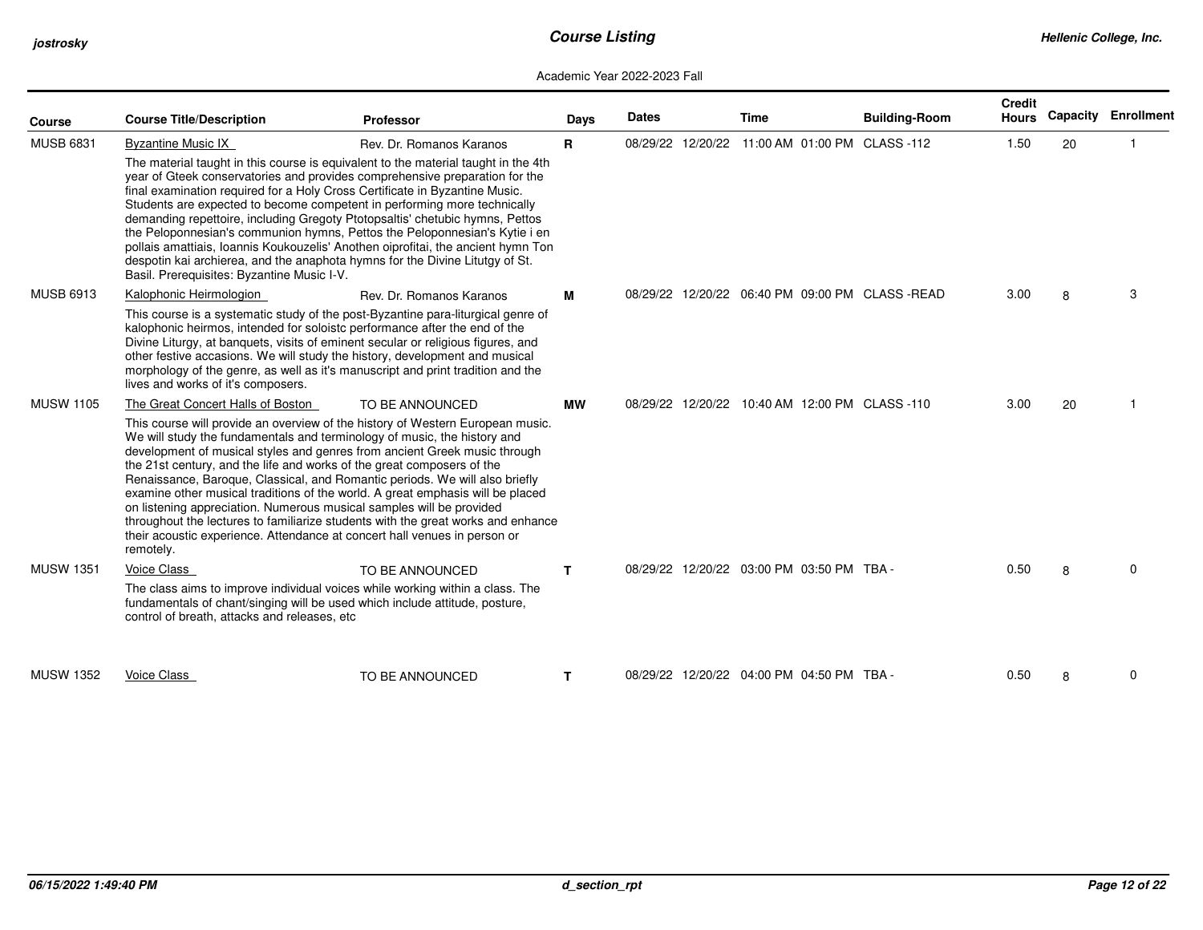# Course Listing

Academic Year 2022-2023 Fall

| Course | Course Title/Description | Professor | Days | Dates | Time | Building-Room | Credit Hours | Capacity | Enrollment |
|---|---|---|---|---|---|---|---|---|---|
| MUSB 6831 | Byzantine Music IX<br>The material taught in this course is equivalent to the material taught in the 4th year of Gteek conservatories and provides comprehensive preparation for the final examination required for a Holy Cross Certificate in Byzantine Music. Students are expected to become competent in performing more technically demanding repettoire, including Gregoty Ptotopsaltis' chetubic hymns, Pettos the Peloponnesian's communion hymns, Pettos the Peloponnesian's Kytie i en pollais amattiais, Ioannis Koukouzelis' Anothen oiprofitai, the ancient hymn Ton despotin kai archierea, and the anaphota hymns for the Divine Litutgy of St. Basil. Prerequisites: Byzantine Music I-V. | Rev. Dr. Romanos Karanos | R | 08/29/22 12/20/22 | 11:00 AM 01:00 PM | CLASS -112 | 1.50 | 20 | 1 |
| MUSB 6913 | Kalophonic Heirmologion<br>This course is a systematic study of the post-Byzantine para-liturgical genre of kalophonic heirmos, intended for soloistc performance after the end of the Divine Liturgy, at banquets, visits of eminent secular or religious figures, and other festive accasions. We will study the history, development and musical morphology of the genre, as well as it's manuscript and print tradition and the lives and works of it's composers. | Rev. Dr. Romanos Karanos | M | 08/29/22 12/20/22 | 06:40 PM 09:00 PM | CLASS -READ | 3.00 | 8 | 3 |
| MUSW 1105 | The Great Concert Halls of Boston<br>This course will provide an overview of the history of Western European music. We will study the fundamentals and terminology of music, the history and development of musical styles and genres from ancient Greek music through the 21st century, and the life and works of the great composers of the Renaissance, Baroque, Classical, and Romantic periods. We will also briefly examine other musical traditions of the world. A great emphasis will be placed on listening appreciation. Numerous musical samples will be provided throughout the lectures to familiarize students with the great works and enhance their acoustic experience. Attendance at concert hall venues in person or remotely. | TO BE ANNOUNCED | MW | 08/29/22 12/20/22 | 10:40 AM 12:00 PM | CLASS -110 | 3.00 | 20 | 1 |
| MUSW 1351 | Voice Class<br>The class aims to improve individual voices while working within a class. The fundamentals of chant/singing will be used which include attitude, posture, control of breath, attacks and releases, etc | TO BE ANNOUNCED | T | 08/29/22 12/20/22 | 03:00 PM 03:50 PM | TBA - | 0.50 | 8 | 0 |
| MUSW 1352 | Voice Class | TO BE ANNOUNCED | T | 08/29/22 12/20/22 | 04:00 PM 04:50 PM | TBA - | 0.50 | 8 | 0 |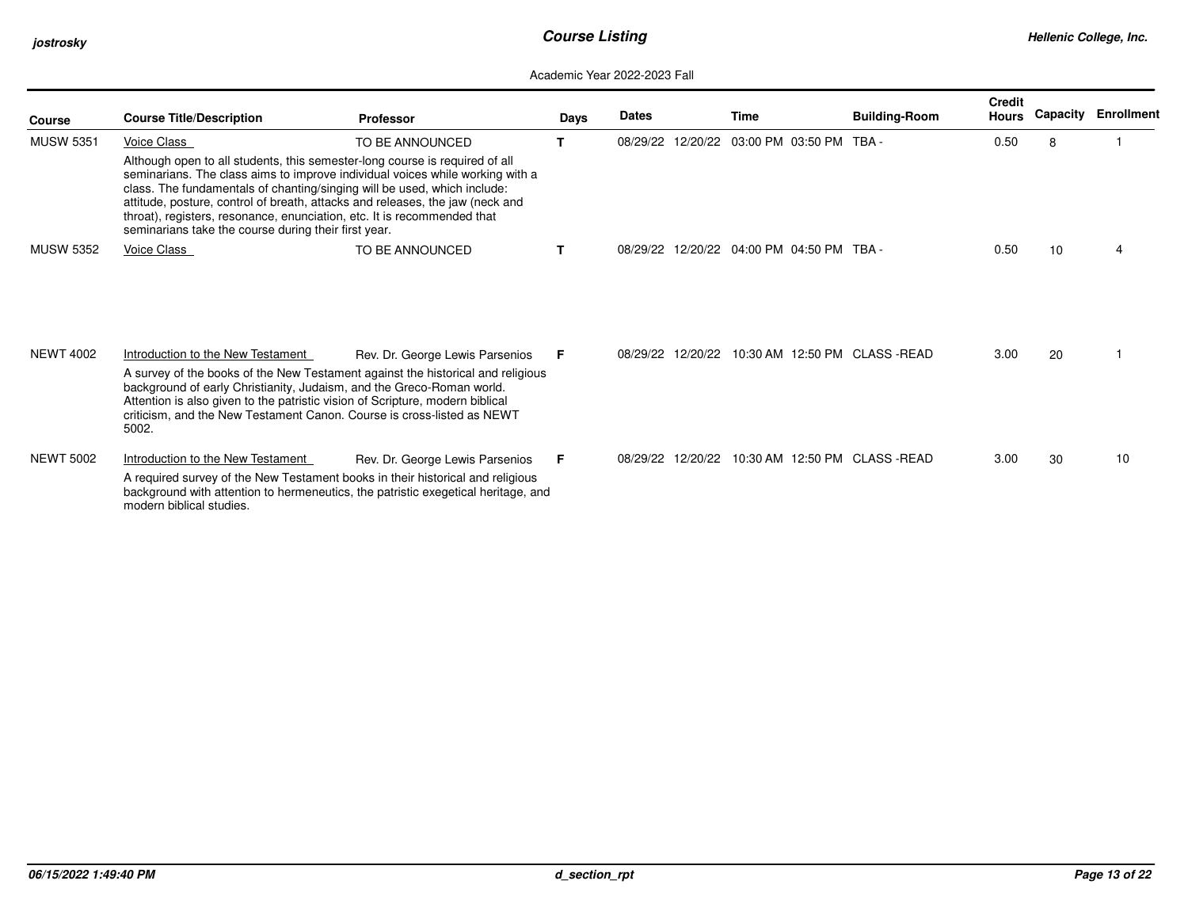Academic Year 2022-2023 Fall

| Course | Course Title/Description | Professor | Days | Dates | | Time | | Building-Room | Credit Hours | Capacity | Enrollment |
|---|---|---|---|---|---|---|---|---|---|---|---|
| MUSW 5351 | Voice Class | TO BE ANNOUNCED | T | 08/29/22 | 12/20/22 | 03:00 PM | 03:50 PM | TBA - | 0.50 | 8 | 1 |
| | Although open to all students, this semester-long course is required of all seminarians. The class aims to improve individual voices while working with a class. The fundamentals of chanting/singing will be used, which include: attitude, posture, control of breath, attacks and releases, the jaw (neck and throat), registers, resonance, enunciation, etc. It is recommended that seminarians take the course during their first year. | | | | | | | | | | |
| MUSW 5352 | Voice Class | TO BE ANNOUNCED | T | 08/29/22 | 12/20/22 | 04:00 PM | 04:50 PM | TBA - | 0.50 | 10 | 4 |
| NEWT 4002 | Introduction to the New Testament | Rev. Dr. George Lewis Parsenios | F | 08/29/22 | 12/20/22 | 10:30 AM | 12:50 PM | CLASS -READ | 3.00 | 20 | 1 |
| | A survey of the books of the New Testament against the historical and religious background of early Christianity, Judaism, and the Greco-Roman world. Attention is also given to the patristic vision of Scripture, modern biblical criticism, and the New Testament Canon. Course is cross-listed as NEWT 5002. | | | | | | | | | | |
| NEWT 5002 | Introduction to the New Testament | Rev. Dr. George Lewis Parsenios | F | 08/29/22 | 12/20/22 | 10:30 AM | 12:50 PM | CLASS -READ | 3.00 | 30 | 10 |
| | A required survey of the New Testament books in their historical and religious background with attention to hermeneutics, the patristic exegetical heritage, and modern biblical studies. | | | | | | | | | | |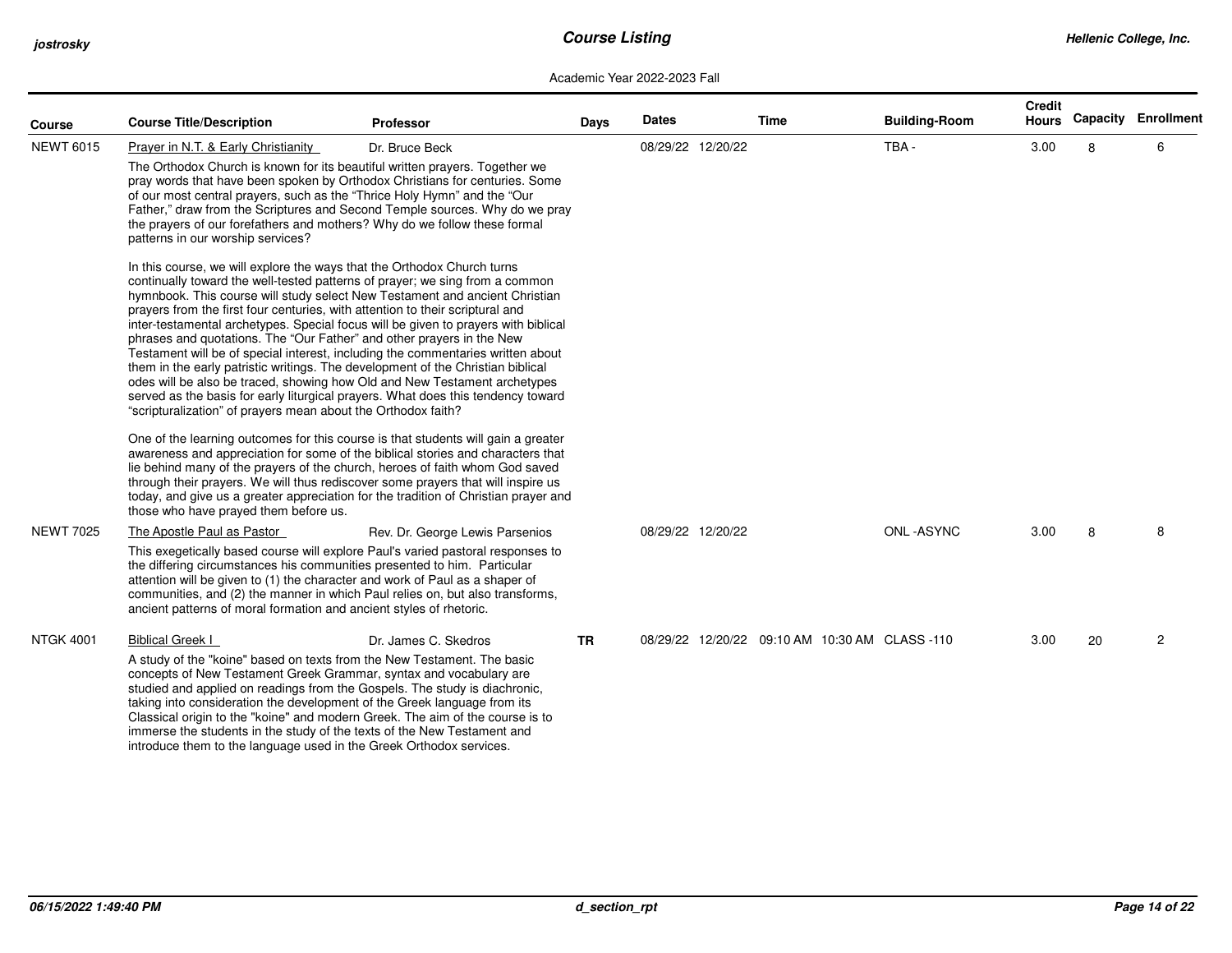Academic Year 2022-2023 Fall

| Course | Course Title/Description | Professor | Days | Dates | Time | Building-Room | Credit Hours | Capacity | Enrollment |
|---|---|---|---|---|---|---|---|---|---|
| NEWT 6015 | Prayer in N.T. & Early Christianity | Dr. Bruce Beck | | 08/29/22 12/20/22 | | TBA - | 3.00 | 8 | 6 |

The Orthodox Church is known for its beautiful written prayers. Together we pray words that have been spoken by Orthodox Christians for centuries. Some of our most central prayers, such as the "Thrice Holy Hymn" and the "Our Father," draw from the Scriptures and Second Temple sources. Why do we pray the prayers of our forefathers and mothers? Why do we follow these formal patterns in our worship services?

In this course, we will explore the ways that the Orthodox Church turns continually toward the well-tested patterns of prayer; we sing from a common hymnbook. This course will study select New Testament and ancient Christian prayers from the first four centuries, with attention to their scriptural and inter-testamental archetypes. Special focus will be given to prayers with biblical phrases and quotations. The "Our Father" and other prayers in the New Testament will be of special interest, including the commentaries written about them in the early patristic writings. The development of the Christian biblical odes will be also be traced, showing how Old and New Testament archetypes served as the basis for early liturgical prayers. What does this tendency toward "scripturalization" of prayers mean about the Orthodox faith?

One of the learning outcomes for this course is that students will gain a greater awareness and appreciation for some of the biblical stories and characters that lie behind many of the prayers of the church, heroes of faith whom God saved through their prayers. We will thus rediscover some prayers that will inspire us today, and give us a greater appreciation for the tradition of Christian prayer and those who have prayed them before us.

| Course | Course Title/Description | Professor | Days | Dates | Time | Building-Room | Credit Hours | Capacity | Enrollment |
|---|---|---|---|---|---|---|---|---|---|
| NEWT 7025 | The Apostle Paul as Pastor | Rev. Dr. George Lewis Parsenios | | 08/29/22 12/20/22 | | ONL -ASYNC | 3.00 | 8 | 8 |

This exegetically based course will explore Paul's varied pastoral responses to the differing circumstances his communities presented to him. Particular attention will be given to (1) the character and work of Paul as a shaper of communities, and (2) the manner in which Paul relies on, but also transforms, ancient patterns of moral formation and ancient styles of rhetoric.

| Course | Course Title/Description | Professor | Days | Dates | Time | Building-Room | Credit Hours | Capacity | Enrollment |
|---|---|---|---|---|---|---|---|---|---|
| NTGK 4001 | Biblical Greek I | Dr. James C. Skedros | TR | 08/29/22 12/20/22 | 09:10 AM 10:30 AM | CLASS -110 | 3.00 | 20 | 2 |

A study of the "koine" based on texts from the New Testament. The basic concepts of New Testament Greek Grammar, syntax and vocabulary are studied and applied on readings from the Gospels. The study is diachronic, taking into consideration the development of the Greek language from its Classical origin to the "koine" and modern Greek. The aim of the course is to immerse the students in the study of the texts of the New Testament and introduce them to the language used in the Greek Orthodox services.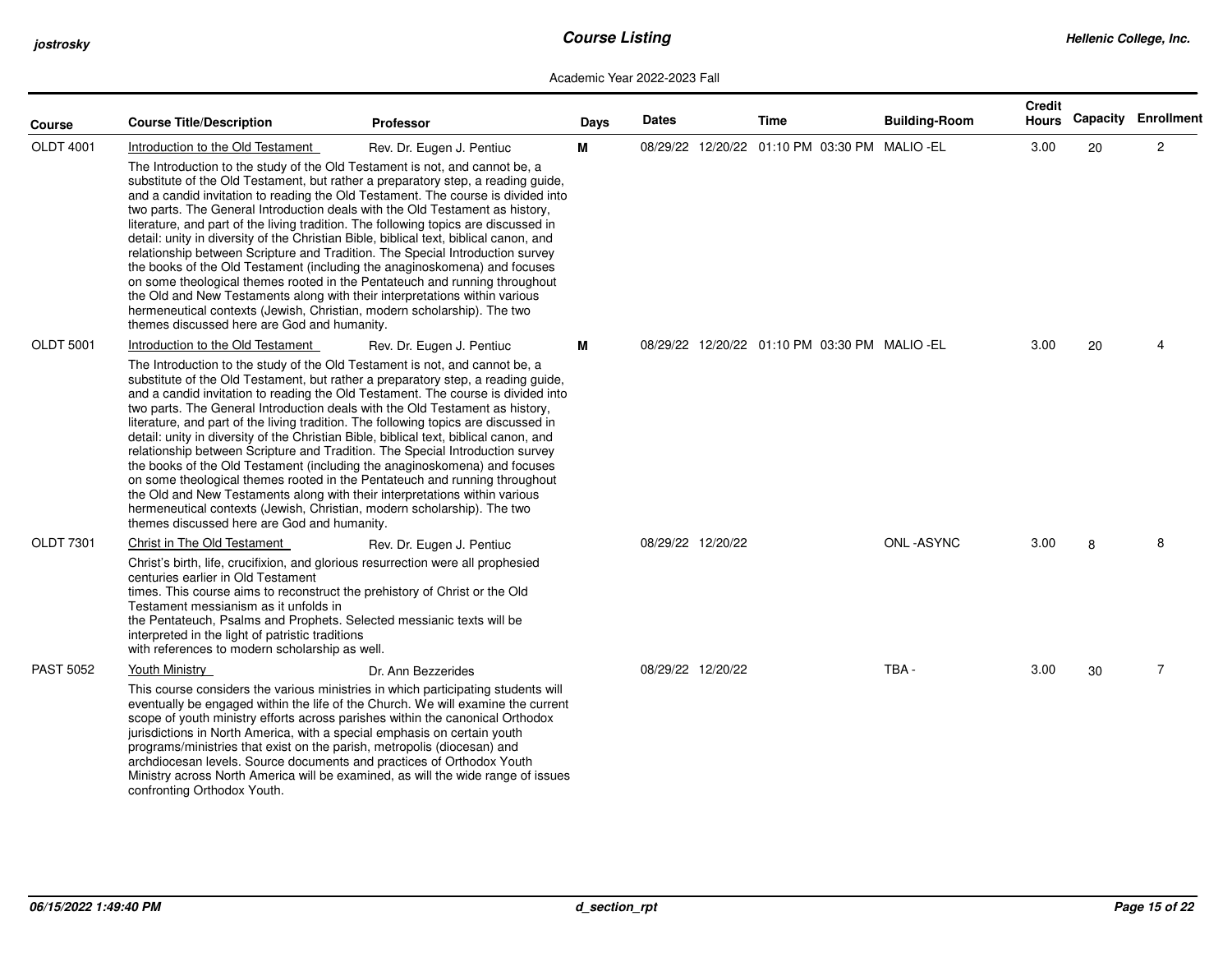Academic Year 2022-2023 Fall

| Course | Course Title/Description | Professor | Days | Dates | Time | Building-Room | Credit Hours | Capacity | Enrollment |
|---|---|---|---|---|---|---|---|---|---|
| OLDT 4001 | Introduction to the Old Testament<br>The Introduction to the study of the Old Testament is not, and cannot be, a substitute of the Old Testament, but rather a preparatory step, a reading guide, and a candid invitation to reading the Old Testament. The course is divided into two parts. The General Introduction deals with the Old Testament as history, literature, and part of the living tradition. The following topics are discussed in detail: unity in diversity of the Christian Bible, biblical text, biblical canon, and relationship between Scripture and Tradition. The Special Introduction survey the books of the Old Testament (including the anaginoskomena) and focuses on some theological themes rooted in the Pentateuch and running throughout the Old and New Testaments along with their interpretations within various hermeneutical contexts (Jewish, Christian, modern scholarship). The two themes discussed here are God and humanity. | Rev. Dr. Eugen J. Pentiuc | M | 08/29/22 12/20/22 | 01:10 PM 03:30 PM | MALIO -EL | 3.00 | 20 | 2 |
| OLDT 5001 | Introduction to the Old Testament<br>The Introduction to the study of the Old Testament is not, and cannot be, a substitute of the Old Testament, but rather a preparatory step, a reading guide, and a candid invitation to reading the Old Testament. The course is divided into two parts. The General Introduction deals with the Old Testament as history, literature, and part of the living tradition. The following topics are discussed in detail: unity in diversity of the Christian Bible, biblical text, biblical canon, and relationship between Scripture and Tradition. The Special Introduction survey the books of the Old Testament (including the anaginoskomena) and focuses on some theological themes rooted in the Pentateuch and running throughout the Old and New Testaments along with their interpretations within various hermeneutical contexts (Jewish, Christian, modern scholarship). The two themes discussed here are God and humanity. | Rev. Dr. Eugen J. Pentiuc | M | 08/29/22 12/20/22 | 01:10 PM 03:30 PM | MALIO -EL | 3.00 | 20 | 4 |
| OLDT 7301 | Christ in The Old Testament<br>Christ's birth, life, crucifixion, and glorious resurrection were all prophesied centuries earlier in Old Testament times. This course aims to reconstruct the prehistory of Christ or the Old Testament messianism as it unfolds in the Pentateuch, Psalms and Prophets. Selected messianic texts will be interpreted in the light of patristic traditions with references to modern scholarship as well. | Rev. Dr. Eugen J. Pentiuc | | 08/29/22 12/20/22 | | ONL -ASYNC | 3.00 | 8 | 8 |
| PAST 5052 | Youth Ministry<br>This course considers the various ministries in which participating students will eventually be engaged within the life of the Church. We will examine the current scope of youth ministry efforts across parishes within the canonical Orthodox jurisdictions in North America, with a special emphasis on certain youth programs/ministries that exist on the parish, metropolis (diocesan) and archdiocesan levels. Source documents and practices of Orthodox Youth Ministry across North America will be examined, as will the wide range of issues confronting Orthodox Youth. | Dr. Ann Bezzerides | | 08/29/22 12/20/22 | | TBA - | 3.00 | 30 | 7 |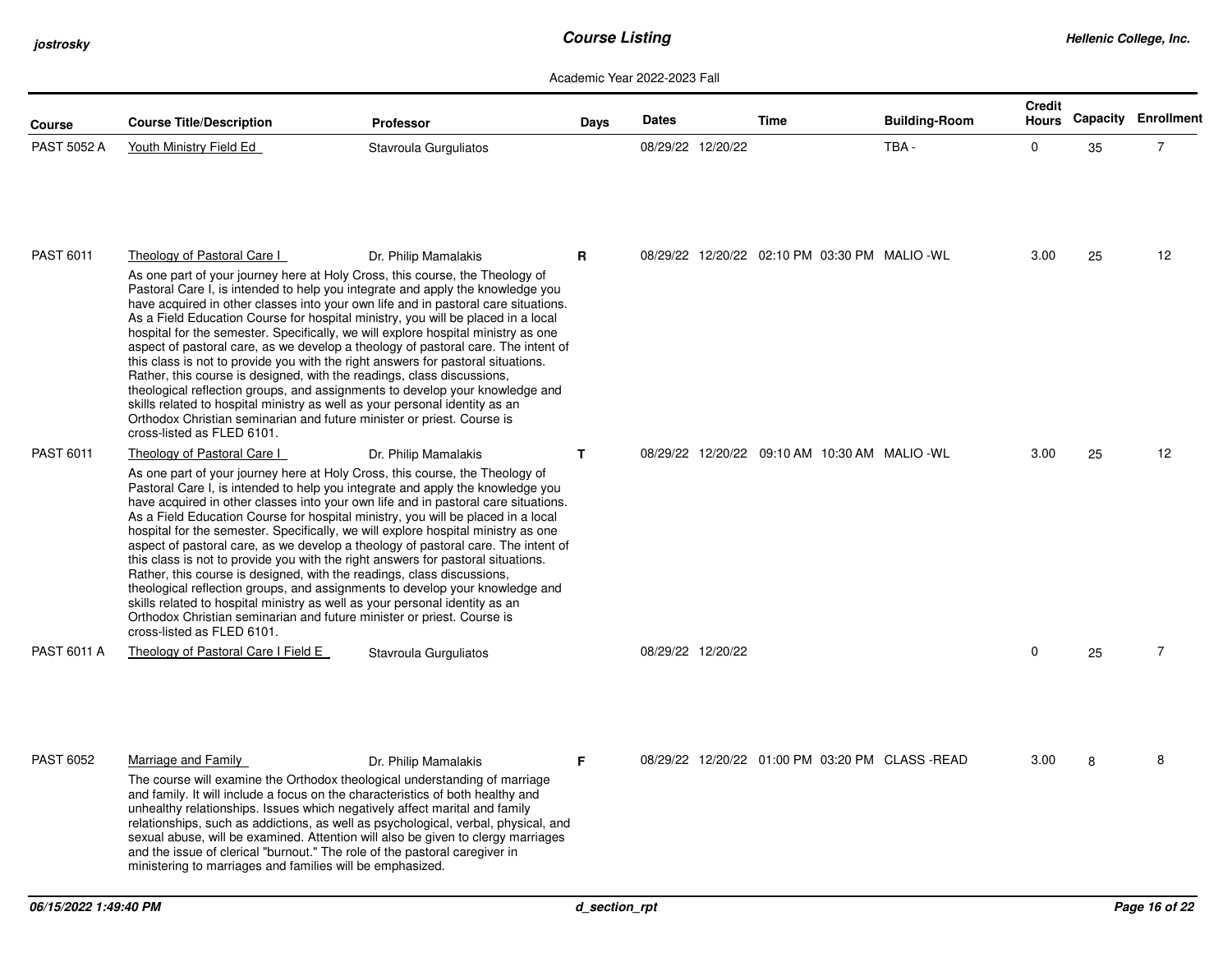# Course Listing

Academic Year 2022-2023 Fall

| Course | Course Title/Description | Professor | Days | Dates | | Time | | Building-Room | Credit Hours | Capacity | Enrollment |
|---|---|---|---|---|---|---|---|---|---|---|---|
| PAST 5052 A | Youth Ministry Field Ed | Stavroula Gurguliatos | | 08/29/22 | 12/20/22 | | | TBA - | 0 | 35 | 7 |
| PAST 6011 | Theology of Pastoral Care I<br>As one part of your journey here at Holy Cross, this course, the Theology of Pastoral Care I, is intended to help you integrate and apply the knowledge you have acquired in other classes into your own life and in pastoral care situations. As a Field Education Course for hospital ministry, you will be placed in a local hospital for the semester. Specifically, we will explore hospital ministry as one aspect of pastoral care, as we develop a theology of pastoral care. The intent of this class is not to provide you with the right answers for pastoral situations. Rather, this course is designed, with the readings, class discussions, theological reflection groups, and assignments to develop your knowledge and skills related to hospital ministry as well as your personal identity as an Orthodox Christian seminarian and future minister or priest. Course is cross-listed as FLED 6101. | Dr. Philip Mamalakis | R | 08/29/22 | 12/20/22 | 02:10 PM | 03:30 PM | MALIO -WL | 3.00 | 25 | 12 |
| PAST 6011 | Theology of Pastoral Care I<br>As one part of your journey here at Holy Cross, this course, the Theology of Pastoral Care I, is intended to help you integrate and apply the knowledge you have acquired in other classes into your own life and in pastoral care situations. As a Field Education Course for hospital ministry, you will be placed in a local hospital for the semester. Specifically, we will explore hospital ministry as one aspect of pastoral care, as we develop a theology of pastoral care. The intent of this class is not to provide you with the right answers for pastoral situations. Rather, this course is designed, with the readings, class discussions, theological reflection groups, and assignments to develop your knowledge and skills related to hospital ministry as well as your personal identity as an Orthodox Christian seminarian and future minister or priest. Course is cross-listed as FLED 6101. | Dr. Philip Mamalakis | T | 08/29/22 | 12/20/22 | 09:10 AM | 10:30 AM | MALIO -WL | 3.00 | 25 | 12 |
| PAST 6011 A | Theology of Pastoral Care I Field E | Stavroula Gurguliatos | | 08/29/22 | 12/20/22 | | | | 0 | 25 | 7 |
| PAST 6052 | Marriage and Family<br>The course will examine the Orthodox theological understanding of marriage and family. It will include a focus on the characteristics of both healthy and unhealthy relationships. Issues which negatively affect marital and family relationships, such as addictions, as well as psychological, verbal, physical, and sexual abuse, will be examined. Attention will also be given to clergy marriages and the issue of clerical "burnout." The role of the pastoral caregiver in ministering to marriages and families will be emphasized. | Dr. Philip Mamalakis | F | 08/29/22 | 12/20/22 | 01:00 PM | 03:20 PM | CLASS -READ | 3.00 | 8 | 8 |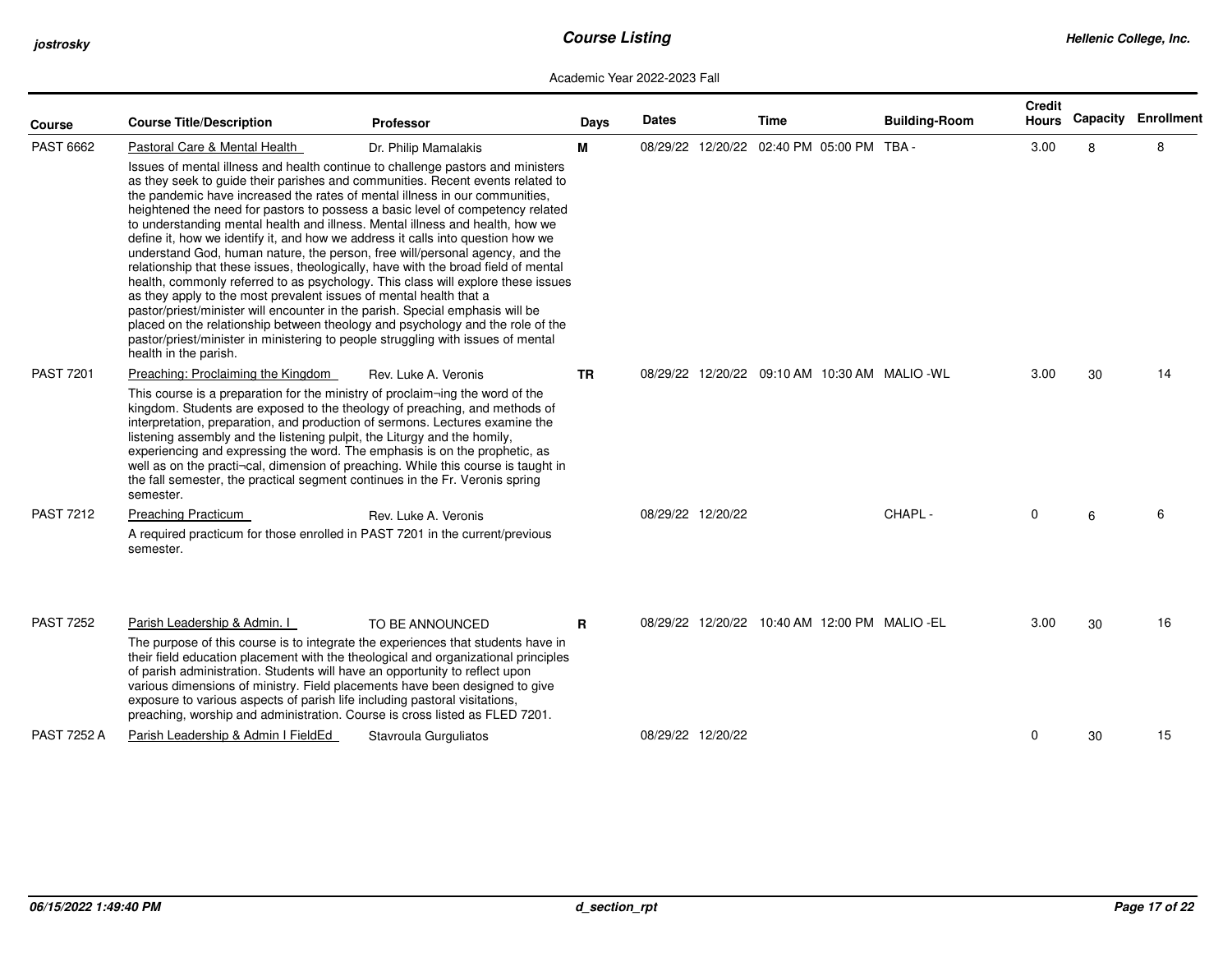Academic Year 2022-2023 Fall

| Course | Course Title/Description | Professor | Days | Dates | Time | Building-Room | Credit Hours | Capacity | Enrollment |
|---|---|---|---|---|---|---|---|---|---|
| PAST 6662 | Pastoral Care & Mental Health | Dr. Philip Mamalakis | M | 08/29/22 12/20/22 | 02:40 PM 05:00 PM | TBA - | 3.00 | 8 | 8 |
| | Issues of mental illness and health continue to challenge pastors and ministers as they seek to guide their parishes and communities. Recent events related to the pandemic have increased the rates of mental illness in our communities, heightened the need for pastors to possess a basic level of competency related to understanding mental health and illness. Mental illness and health, how we define it, how we identify it, and how we address it calls into question how we understand God, human nature, the person, free will/personal agency, and the relationship that these issues, theologically, have with the broad field of mental health, commonly referred to as psychology. This class will explore these issues as they apply to the most prevalent issues of mental health that a pastor/priest/minister will encounter in the parish. Special emphasis will be placed on the relationship between theology and psychology and the role of the pastor/priest/minister in ministering to people struggling with issues of mental health in the parish. | | | | | | | | |
| PAST 7201 | Preaching: Proclaiming the Kingdom | Rev. Luke A. Veronis | TR | 08/29/22 12/20/22 | 09:10 AM 10:30 AM | MALIO -WL | 3.00 | 30 | 14 |
| | This course is a preparation for the ministry of proclaim¬ing the word of the kingdom. Students are exposed to the theology of preaching, and methods of interpretation, preparation, and production of sermons. Lectures examine the listening assembly and the listening pulpit, the Liturgy and the homily, experiencing and expressing the word. The emphasis is on the prophetic, as well as on the practi¬cal, dimension of preaching. While this course is taught in the fall semester, the practical segment continues in the Fr. Veronis spring semester. | | | | | | | | |
| PAST 7212 | Preaching Practicum | Rev. Luke A. Veronis | | 08/29/22 12/20/22 | | CHAPL - | 0 | 6 | 6 |
| | A required practicum for those enrolled in PAST 7201 in the current/previous semester. | | | | | | | | |
| PAST 7252 | Parish Leadership & Admin. I | TO BE ANNOUNCED | R | 08/29/22 12/20/22 | 10:40 AM 12:00 PM | MALIO -EL | 3.00 | 30 | 16 |
| | The purpose of this course is to integrate the experiences that students have in their field education placement with the theological and organizational principles of parish administration. Students will have an opportunity to reflect upon various dimensions of ministry. Field placements have been designed to give exposure to various aspects of parish life including pastoral visitations, preaching, worship and administration. Course is cross listed as FLED 7201. | | | | | | | | |
| PAST 7252 A | Parish Leadership & Admin I FieldEd | Stavroula Gurguliatos | | 08/29/22 12/20/22 | | | 0 | 30 | 15 |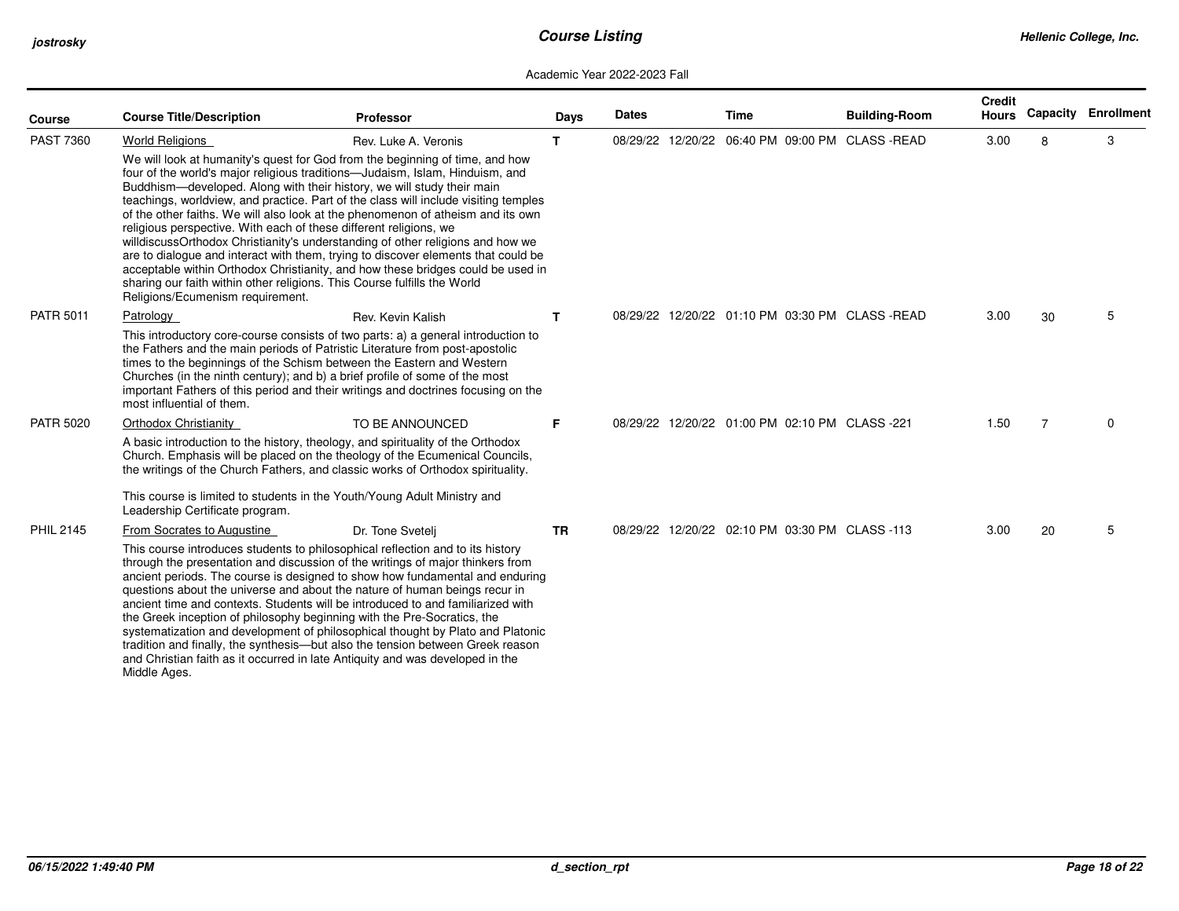Academic Year 2022-2023 Fall

| Course | Course Title/Description | Professor | Days | Dates | | Time | | Building-Room | Credit Hours | Capacity | Enrollment |
|---|---|---|---|---|---|---|---|---|---|---|---|
| PAST 7360 | World Religions | Rev. Luke A. Veronis | T | 08/29/22 | 12/20/22 | 06:40 PM | 09:00 PM | CLASS -READ | 3.00 | 8 | 3 |
| | We will look at humanity's quest for God from the beginning of time, and how four of the world's major religious traditions—Judaism, Islam, Hinduism, and Buddhism—developed. Along with their history, we will study their main teachings, worldview, and practice. Part of the class will include visiting temples of the other faiths. We will also look at the phenomenon of atheism and its own religious perspective. With each of these different religions, we willdiscussOrthodox Christianity's understanding of other religions and how we are to dialogue and interact with them, trying to discover elements that could be acceptable within Orthodox Christianity, and how these bridges could be used in sharing our faith within other religions. This Course fulfills the World Religions/Ecumenism requirement. | | | | | | | | | | |
| PATR 5011 | Patrology | Rev. Kevin Kalish | T | 08/29/22 | 12/20/22 | 01:10 PM | 03:30 PM | CLASS -READ | 3.00 | 30 | 5 |
| | This introductory core-course consists of two parts: a) a general introduction to the Fathers and the main periods of Patristic Literature from post-apostolic times to the beginnings of the Schism between the Eastern and Western Churches (in the ninth century); and b) a brief profile of some of the most important Fathers of this period and their writings and doctrines focusing on the most influential of them. | | | | | | | | | | |
| PATR 5020 | Orthodox Christianity | TO BE ANNOUNCED | F | 08/29/22 | 12/20/22 | 01:00 PM | 02:10 PM | CLASS -221 | 1.50 | 7 | 0 |
| | A basic introduction to the history, theology, and spirituality of the Orthodox Church. Emphasis will be placed on the theology of the Ecumenical Councils, the writings of the Church Fathers, and classic works of Orthodox spirituality. This course is limited to students in the Youth/Young Adult Ministry and Leadership Certificate program. | | | | | | | | | | |
| PHIL 2145 | From Socrates to Augustine | Dr. Tone Svetelj | TR | 08/29/22 | 12/20/22 | 02:10 PM | 03:30 PM | CLASS -113 | 3.00 | 20 | 5 |
| | This course introduces students to philosophical reflection and to its history through the presentation and discussion of the writings of major thinkers from ancient periods. The course is designed to show how fundamental and enduring questions about the universe and about the nature of human beings recur in ancient time and contexts. Students will be introduced to and familiarized with the Greek inception of philosophy beginning with the Pre-Socratics, the systematization and development of philosophical thought by Plato and Platonic tradition and finally, the synthesis—but also the tension between Greek reason and Christian faith as it occurred in late Antiquity and was developed in the Middle Ages. | | | | | | | | | | |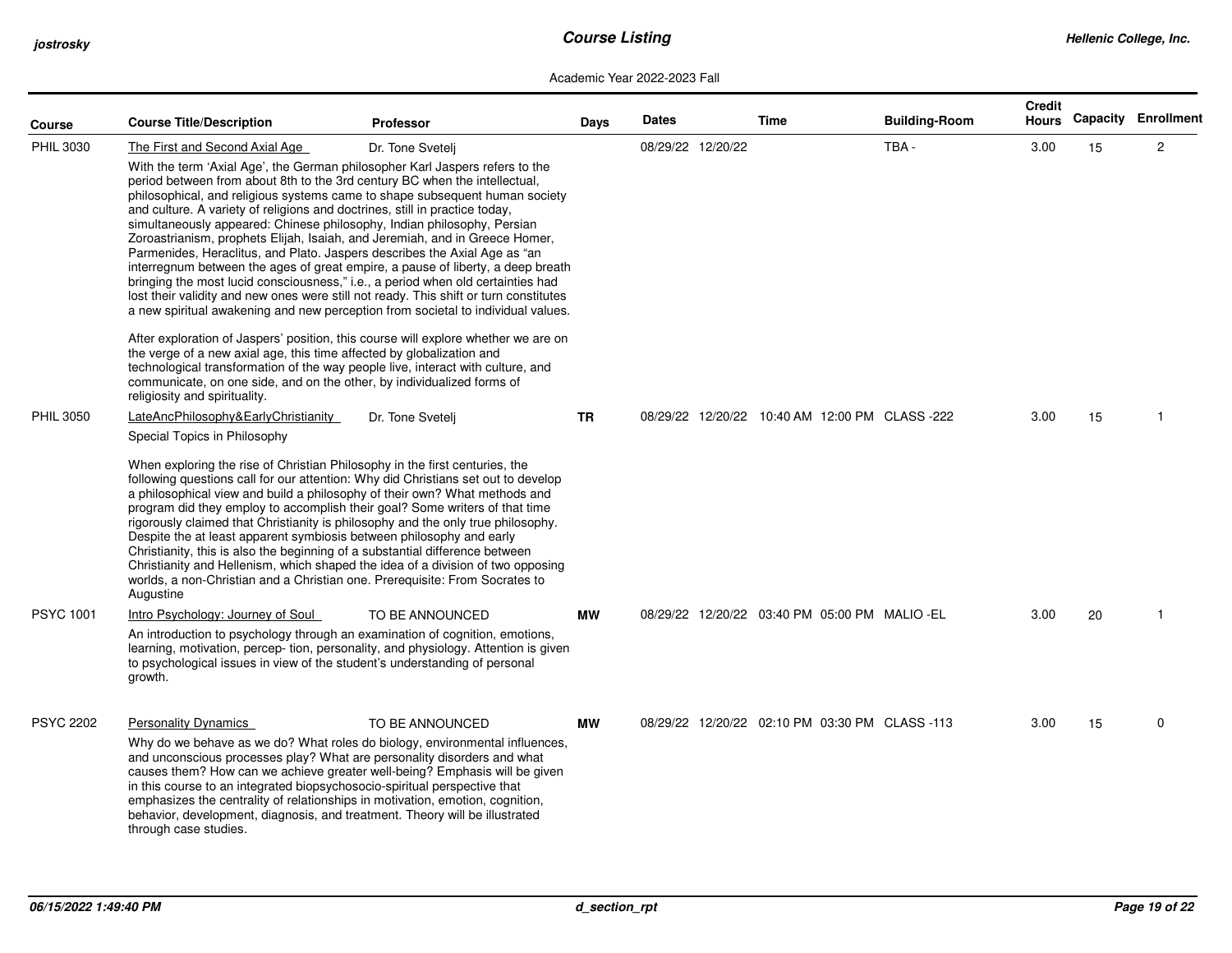Academic Year 2022-2023 Fall

| Course | Course Title/Description | Professor | Days | Dates | | Time | | Building-Room | Credit Hours | Capacity | Enrollment |
|---|---|---|---|---|---|---|---|---|---|---|---|
| PHIL 3030 | The First and Second Axial Age | Dr. Tone Svetelj | | 08/29/22 | 12/20/22 | | | TBA - | 3.00 | 15 | 2 |
| | With the term 'Axial Age', the German philosopher Karl Jaspers refers to the period between from about 8th to the 3rd century BC when the intellectual, philosophical, and religious systems came to shape subsequent human society and culture. A variety of religions and doctrines, still in practice today, simultaneously appeared: Chinese philosophy, Indian philosophy, Persian Zoroastrianism, prophets Elijah, Isaiah, and Jeremiah, and in Greece Homer, Parmenides, Heraclitus, and Plato. Jaspers describes the Axial Age as "an interregnum between the ages of great empire, a pause of liberty, a deep breath bringing the most lucid consciousness," i.e., a period when old certainties had lost their validity and new ones were still not ready. This shift or turn constitutes a new spiritual awakening and new perception from societal to individual values. After exploration of Jaspers' position, this course will explore whether we are on the verge of a new axial age, this time affected by globalization and technological transformation of the way people live, interact with culture, and communicate, on one side, and on the other, by individualized forms of religiosity and spirituality. | | | | | | | | | | |
| PHIL 3050 | LateAncPhilosophy&EarlyChristianity | Dr. Tone Svetelj | TR | 08/29/22 | 12/20/22 | 10:40 AM | 12:00 PM | CLASS -222 | 3.00 | 15 | 1 |
| | Special Topics in Philosophy. When exploring the rise of Christian Philosophy in the first centuries, the following questions call for our attention: Why did Christians set out to develop a philosophical view and build a philosophy of their own? What methods and program did they employ to accomplish their goal? Some writers of that time rigorously claimed that Christianity is philosophy and the only true philosophy. Despite the at least apparent symbiosis between philosophy and early Christianity, this is also the beginning of a substantial difference between Christianity and Hellenism, which shaped the idea of a division of two opposing worlds, a non-Christian and a Christian one. Prerequisite: From Socrates to Augustine | | | | | | | | | | |
| PSYC 1001 | Intro Psychology: Journey of Soul | TO BE ANNOUNCED | MW | 08/29/22 | 12/20/22 | 03:40 PM | 05:00 PM | MALIO -EL | 3.00 | 20 | 1 |
| | An introduction to psychology through an examination of cognition, emotions, learning, motivation, percep- tion, personality, and physiology. Attention is given to psychological issues in view of the student's understanding of personal growth. | | | | | | | | | | |
| PSYC 2202 | Personality Dynamics | TO BE ANNOUNCED | MW | 08/29/22 | 12/20/22 | 02:10 PM | 03:30 PM | CLASS -113 | 3.00 | 15 | 0 |
| | Why do we behave as we do? What roles do biology, environmental influences, and unconscious processes play? What are personality disorders and what causes them? How can we achieve greater well-being? Emphasis will be given in this course to an integrated biopsychosocio-spiritual perspective that emphasizes the centrality of relationships in motivation, emotion, cognition, behavior, development, diagnosis, and treatment. Theory will be illustrated through case studies. | | | | | | | | | | |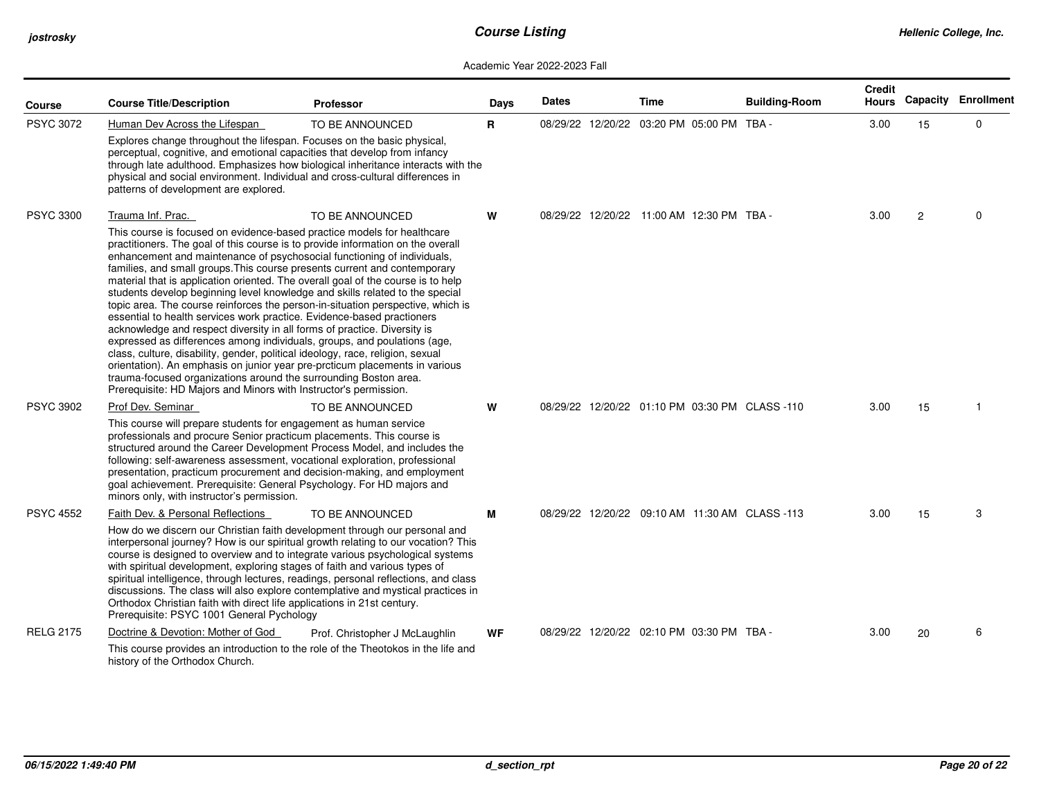**Course Listing**

Academic Year 2022-2023 Fall

| Course | Course Title/Description | Professor | Days | Dates | Time | Building-Room | Credit Hours | Capacity | Enrollment |
|---|---|---|---|---|---|---|---|---|---|
| PSYC 3072 | Human Dev Across the Lifespan<br>Explores change throughout the lifespan. Focuses on the basic physical, perceptual, cognitive, and emotional capacities that develop from infancy through late adulthood. Emphasizes how biological inheritance interacts with the physical and social environment. Individual and cross-cultural differences in patterns of development are explored. | TO BE ANNOUNCED | R | 08/29/22 12/20/22 | 03:20 PM 05:00 PM | TBA - | 3.00 | 15 | 0 |
| PSYC 3300 | Trauma Inf. Prac.<br>This course is focused on evidence-based practice models for healthcare practitioners. The goal of this course is to provide information on the overall enhancement and maintenance of psychosocial functioning of individuals, families, and small groups.This course presents current and contemporary material that is application oriented. The overall goal of the course is to help students develop beginning level knowledge and skills related to the special topic area. The course reinforces the person-in-situation perspective, which is essential to health services work practice. Evidence-based practioners acknowledge and respect diversity in all forms of practice. Diversity is expressed as differences among individuals, groups, and poulations (age, class, culture, disability, gender, political ideology, race, religion, sexual orientation). An emphasis on junior year pre-prcticum placements in various trauma-focused organizations around the surrounding Boston area. Prerequisite: HD Majors and Minors with Instructor's permission. | TO BE ANNOUNCED | W | 08/29/22 12/20/22 | 11:00 AM 12:30 PM | TBA - | 3.00 | 2 | 0 |
| PSYC 3902 | Prof Dev. Seminar<br>This course will prepare students for engagement as human service professionals and procure Senior practicum placements. This course is structured around the Career Development Process Model, and includes the following: self-awareness assessment, vocational exploration, professional presentation, practicum procurement and decision-making, and employment goal achievement. Prerequisite: General Psychology. For HD majors and minors only, with instructor's permission. | TO BE ANNOUNCED | W | 08/29/22 12/20/22 | 01:10 PM 03:30 PM | CLASS -110 | 3.00 | 15 | 1 |
| PSYC 4552 | Faith Dev. & Personal Reflections<br>How do we discern our Christian faith development through our personal and interpersonal journey? How is our spiritual growth relating to our vocation? This course is designed to overview and to integrate various psychological systems with spiritual development, exploring stages of faith and various types of spiritual intelligence, through lectures, readings, personal reflections, and class discussions. The class will also explore contemplative and mystical practices in Orthodox Christian faith with direct life applications in 21st century. Prerequisite: PSYC 1001 General Pychology | TO BE ANNOUNCED | M | 08/29/22 12/20/22 | 09:10 AM 11:30 AM | CLASS -113 | 3.00 | 15 | 3 |
| RELG 2175 | Doctrine & Devotion: Mother of God<br>This course provides an introduction to the role of the Theotokos in the life and history of the Orthodox Church. | Prof. Christopher J McLaughlin | WF | 08/29/22 12/20/22 | 02:10 PM 03:30 PM | TBA - | 3.00 | 20 | 6 |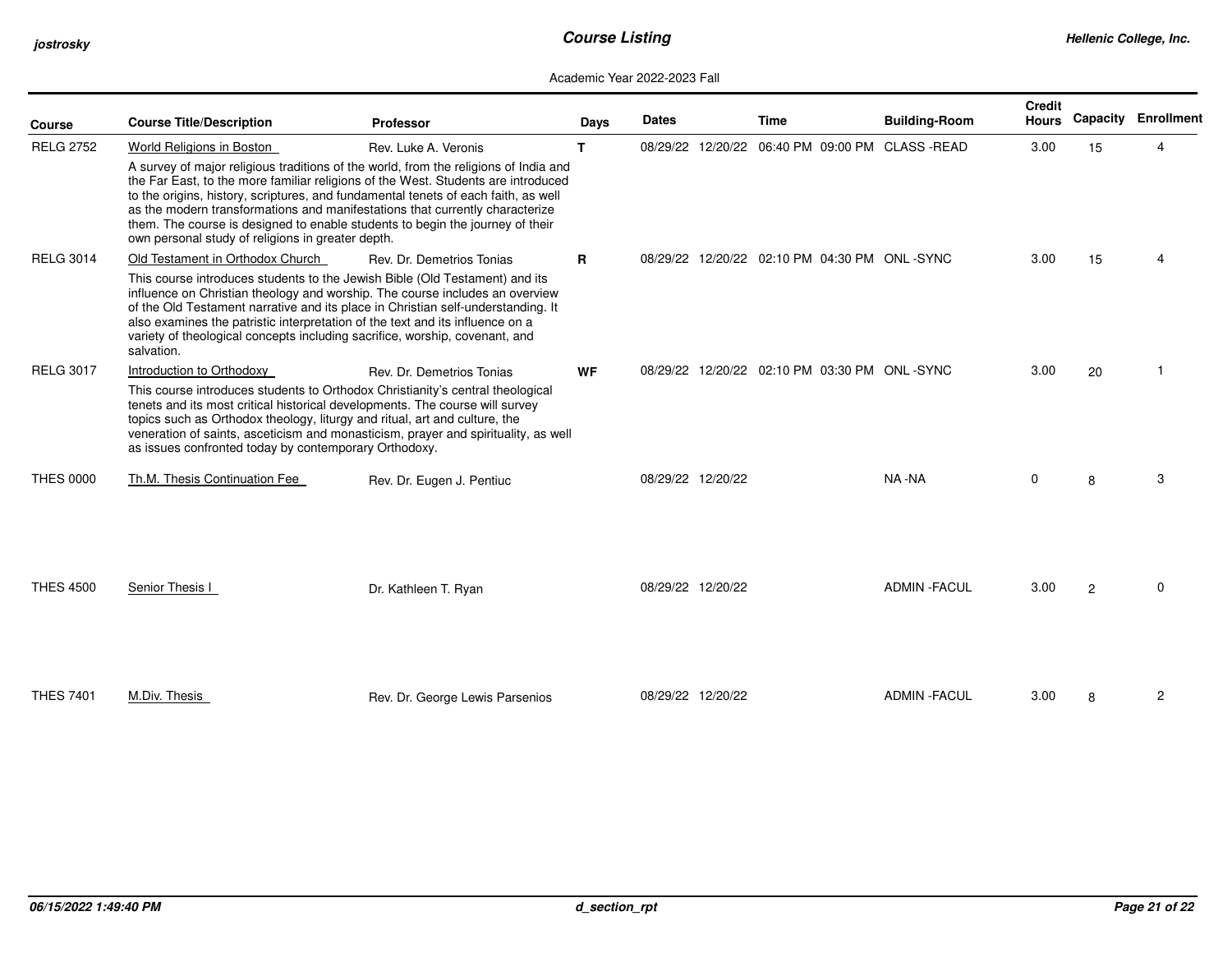# Course Listing

Academic Year 2022-2023 Fall

| Course | Course Title/Description | Professor | Days | Dates | | Time | | Building-Room | Credit Hours | Capacity | Enrollment |
|---|---|---|---|---|---|---|---|---|---|---|---|
| RELG 2752 | World Religions in Boston<br>A survey of major religious traditions of the world, from the religions of India and the Far East, to the more familiar religions of the West. Students are introduced to the origins, history, scriptures, and fundamental tenets of each faith, as well as the modern transformations and manifestations that currently characterize them. The course is designed to enable students to begin the journey of their own personal study of religions in greater depth. | Rev. Luke A. Veronis | T | 08/29/22 | 12/20/22 | 06:40 PM | 09:00 PM | CLASS -READ | 3.00 | 15 | 4 |
| RELG 3014 | Old Testament in Orthodox Church<br>This course introduces students to the Jewish Bible (Old Testament) and its influence on Christian theology and worship. The course includes an overview of the Old Testament narrative and its place in Christian self-understanding. It also examines the patristic interpretation of the text and its influence on a variety of theological concepts including sacrifice, worship, covenant, and salvation. | Rev. Dr. Demetrios Tonias | R | 08/29/22 | 12/20/22 | 02:10 PM | 04:30 PM | ONL -SYNC | 3.00 | 15 | 4 |
| RELG 3017 | Introduction to Orthodoxy<br>This course introduces students to Orthodox Christianity's central theological tenets and its most critical historical developments. The course will survey topics such as Orthodox theology, liturgy and ritual, art and culture, the veneration of saints, asceticism and monasticism, prayer and spirituality, as well as issues confronted today by contemporary Orthodoxy. | Rev. Dr. Demetrios Tonias | WF | 08/29/22 | 12/20/22 | 02:10 PM | 03:30 PM | ONL -SYNC | 3.00 | 20 | 1 |
| THES 0000 | Th.M. Thesis Continuation Fee | Rev. Dr. Eugen J. Pentiuc | | 08/29/22 | 12/20/22 | | | NA -NA | 0 | 8 | 3 |
| THES 4500 | Senior Thesis I | Dr. Kathleen T. Ryan | | 08/29/22 | 12/20/22 | | | ADMIN -FACUL | 3.00 | 2 | 0 |
| THES 7401 | M.Div. Thesis | Rev. Dr. George Lewis Parsenios | | 08/29/22 | 12/20/22 | | | ADMIN -FACUL | 3.00 | 8 | 2 |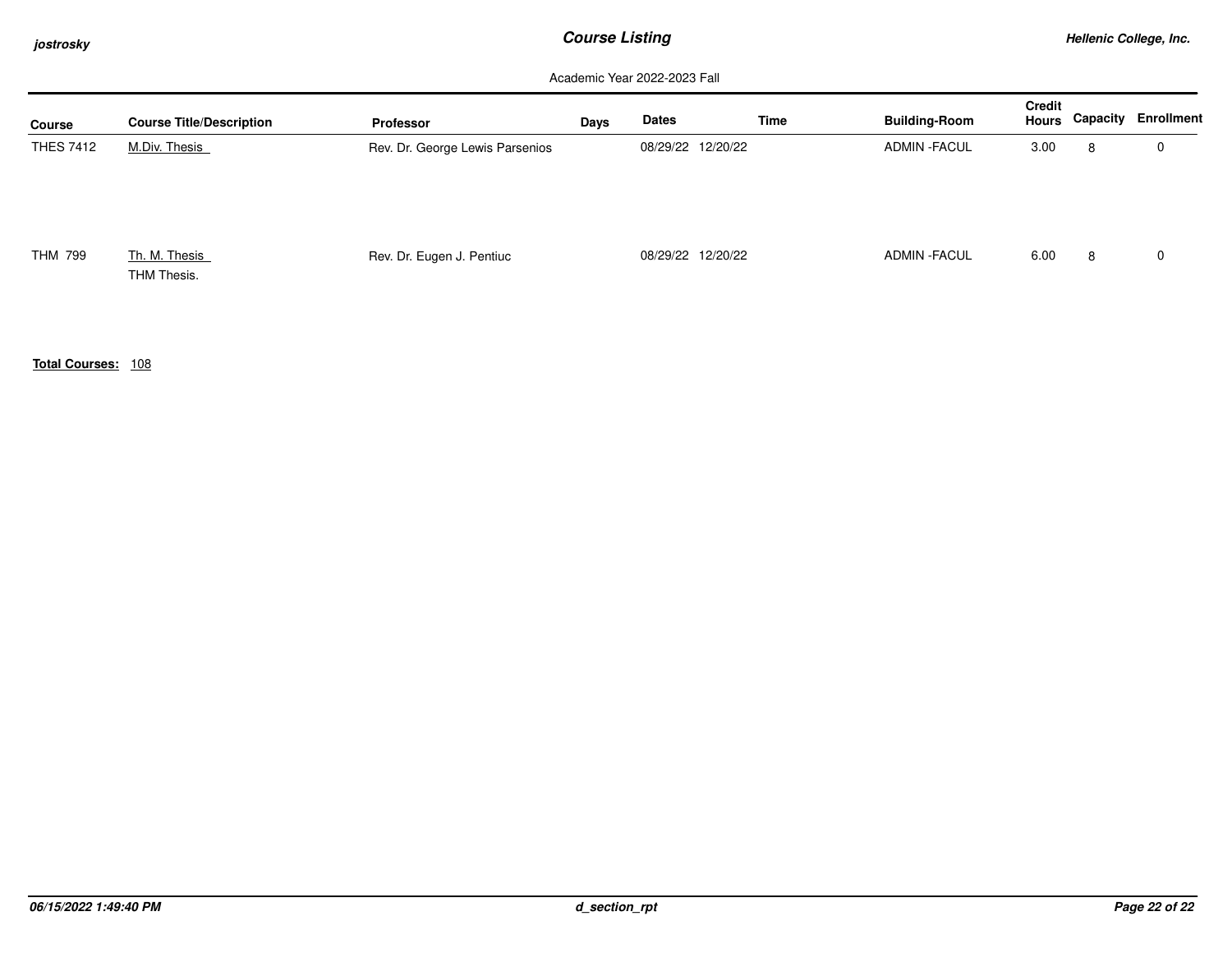Academic Year 2022-2023 Fall

| Course | Course Title/Description | Professor | Days | Dates | Time | Building-Room | Credit Hours | Capacity | Enrollment |
|---|---|---|---|---|---|---|---|---|---|
| THES 7412 | M.Div. Thesis | Rev. Dr. George Lewis Parsenios | | 08/29/22 12/20/22 | | ADMIN -FACUL | 3.00 | 8 | 0 |
| THM 799 | Th. M. Thesis<br>THM Thesis. | Rev. Dr. Eugen J. Pentiuc | | 08/29/22 12/20/22 | | ADMIN -FACUL | 6.00 | 8 | 0 |

**Total Courses:** 108